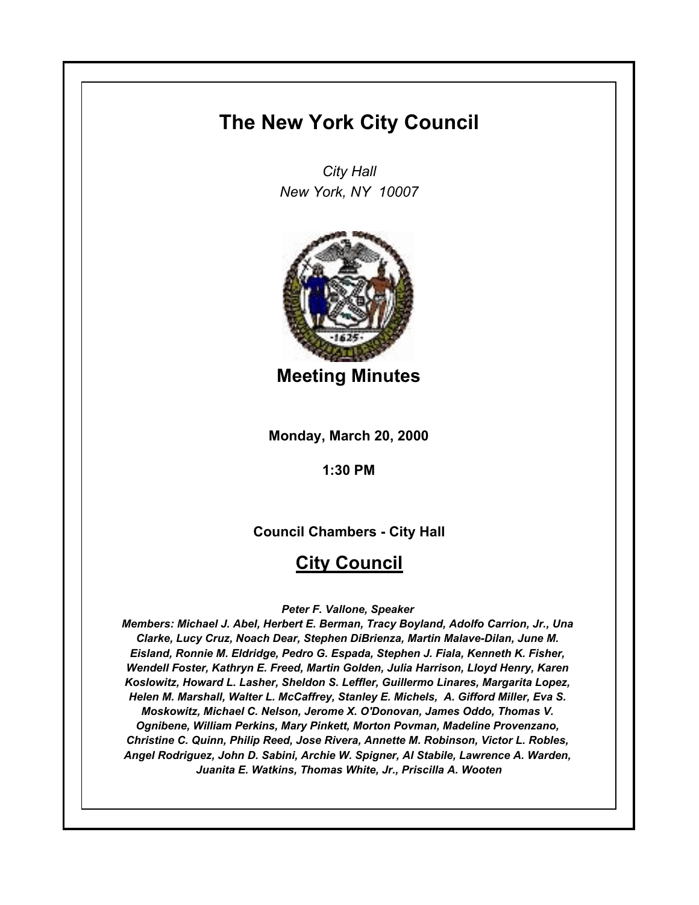# The New York City Council

*City Hall*
*New York, NY 10007*

## Meeting Minutes

**Monday, March 20, 2000**

**1:30 PM**

**Council Chambers - City Hall**

## City Council

***Peter F. Vallone, Speaker***

***Members: Michael J. Abel, Herbert E. Berman, Tracy Boyland, Adolfo Carrion, Jr., Una Clarke, Lucy Cruz, Noach Dear, Stephen DiBrienza, Martin Malave-Dilan, June M. Eisland, Ronnie M. Eldridge, Pedro G. Espada, Stephen J. Fiala, Kenneth K. Fisher, Wendell Foster, Kathryn E. Freed, Martin Golden, Julia Harrison, Lloyd Henry, Karen Koslowitz, Howard L. Lasher, Sheldon S. Leffler, Guillermo Linares, Margarita Lopez, Helen M. Marshall, Walter L. McCaffrey, Stanley E. Michels, A. Gifford Miller, Eva S. Moskowitz, Michael C. Nelson, Jerome X. O'Donovan, James Oddo, Thomas V. Ognibene, William Perkins, Mary Pinkett, Morton Povman, Madeline Provenzano, Christine C. Quinn, Philip Reed, Jose Rivera, Annette M. Robinson, Victor L. Robles, Angel Rodriguez, John D. Sabini, Archie W. Spigner, Al Stabile, Lawrence A. Warden, Juanita E. Watkins, Thomas White, Jr., Priscilla A. Wooten***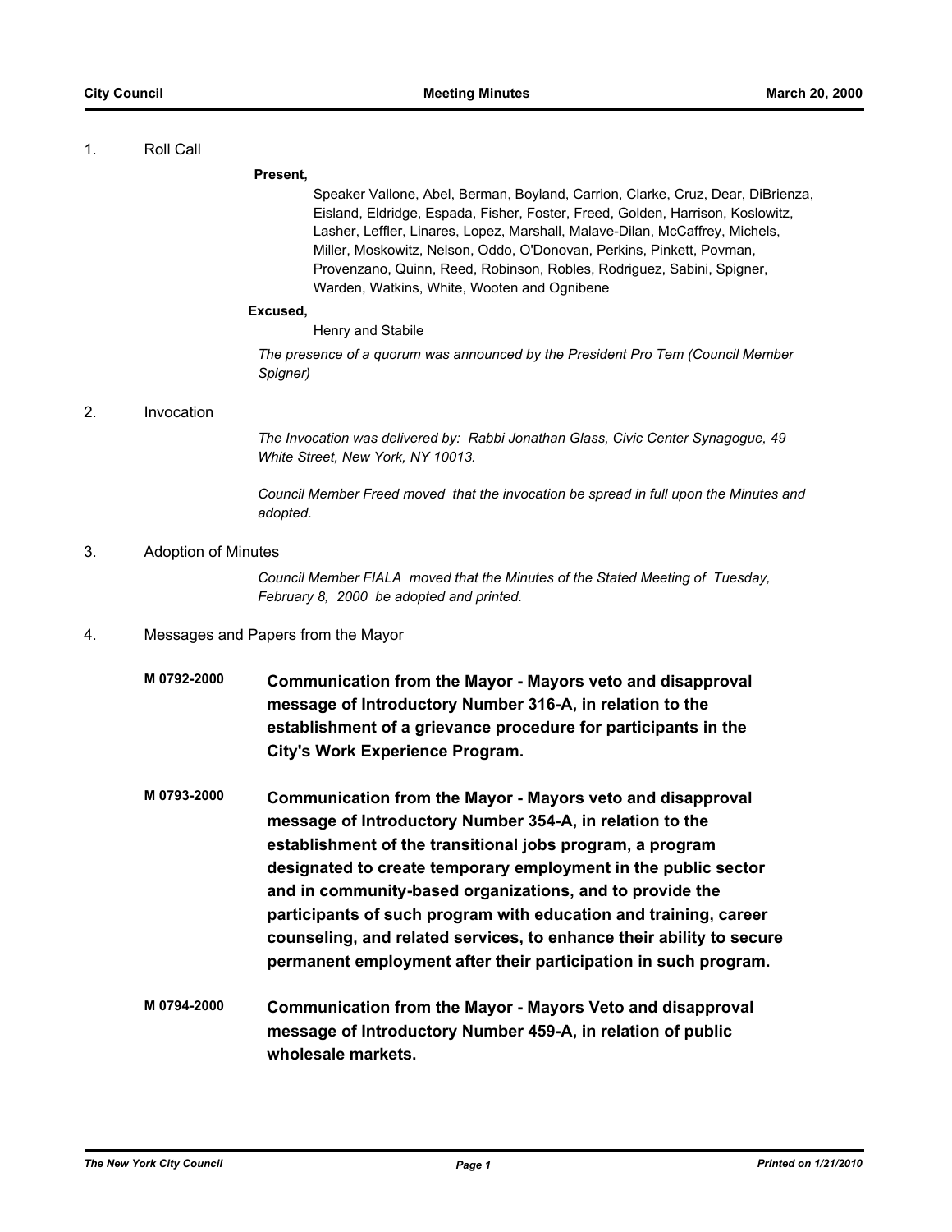1. Roll Call

**Present,**

Speaker Vallone, Abel, Berman, Boyland, Carrion, Clarke, Cruz, Dear, DiBrienza, Eisland, Eldridge, Espada, Fisher, Foster, Freed, Golden, Harrison, Koslowitz, Lasher, Leffler, Linares, Lopez, Marshall, Malave-Dilan, McCaffrey, Michels, Miller, Moskowitz, Nelson, Oddo, O'Donovan, Perkins, Pinkett, Povman, Provenzano, Quinn, Reed, Robinson, Robles, Rodriguez, Sabini, Spigner, Warden, Watkins, White, Wooten and Ognibene

**Excused,**

Henry and Stabile

*The presence of a quorum was announced by the President Pro Tem (Council Member Spigner)*

2. Invocation

*The Invocation was delivered by: Rabbi Jonathan Glass, Civic Center Synagogue, 49 White Street, New York, NY 10013.*

*Council Member Freed moved that the invocation be spread in full upon the Minutes and adopted.*

3. Adoption of Minutes

*Council Member FIALA moved that the Minutes of the Stated Meeting of Tuesday, February 8, 2000 be adopted and printed.*

4. Messages and Papers from the Mayor

**M 0792-2000** **Communication from the Mayor - Mayors veto and disapproval message of Introductory Number 316-A, in relation to the establishment of a grievance procedure for participants in the City's Work Experience Program.**

**M 0793-2000** **Communication from the Mayor - Mayors veto and disapproval message of Introductory Number 354-A, in relation to the establishment of the transitional jobs program, a program designated to create temporary employment in the public sector and in community-based organizations, and to provide the participants of such program with education and training, career counseling, and related services, to enhance their ability to secure permanent employment after their participation in such program.**

**M 0794-2000** **Communication from the Mayor - Mayors Veto and disapproval message of Introductory Number 459-A, in relation of public wholesale markets.**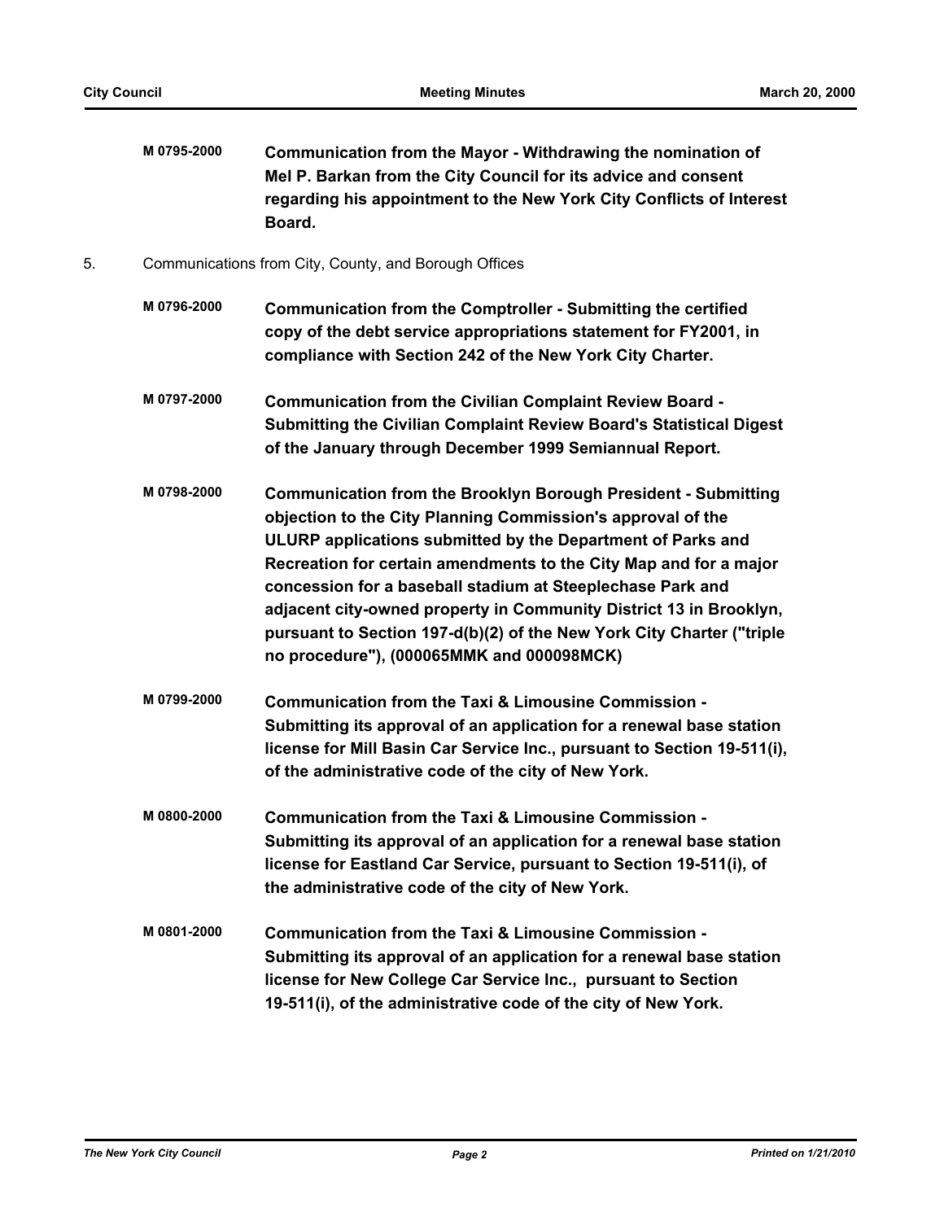**M 0795-2000** **Communication from the Mayor - Withdrawing the nomination of Mel P. Barkan from the City Council for its advice and consent regarding his appointment to the New York City Conflicts of Interest Board.**

5. Communications from City, County, and Borough Offices

**M 0796-2000** **Communication from the Comptroller - Submitting the certified copy of the debt service appropriations statement for FY2001, in compliance with Section 242 of the New York City Charter.**

**M 0797-2000** **Communication from the Civilian Complaint Review Board - Submitting the Civilian Complaint Review Board's Statistical Digest of the January through December 1999 Semiannual Report.**

**M 0798-2000** **Communication from the Brooklyn Borough President - Submitting objection to the City Planning Commission's approval of the ULURP applications submitted by the Department of Parks and Recreation for certain amendments to the City Map and for a major concession for a baseball stadium at Steeplechase Park and adjacent city-owned property in Community District 13 in Brooklyn, pursuant to Section 197-d(b)(2) of the New York City Charter ("triple no procedure"), (000065MMK and 000098MCK)**

**M 0799-2000** **Communication from the Taxi & Limousine Commission - Submitting its approval of an application for a renewal base station license for Mill Basin Car Service Inc., pursuant to Section 19-511(i), of the administrative code of the city of New York.**

**M 0800-2000** **Communication from the Taxi & Limousine Commission - Submitting its approval of an application for a renewal base station license for Eastland Car Service, pursuant to Section 19-511(i), of the administrative code of the city of New York.**

**M 0801-2000** **Communication from the Taxi & Limousine Commission - Submitting its approval of an application for a renewal base station license for New College Car Service Inc., pursuant to Section 19-511(i), of the administrative code of the city of New York.**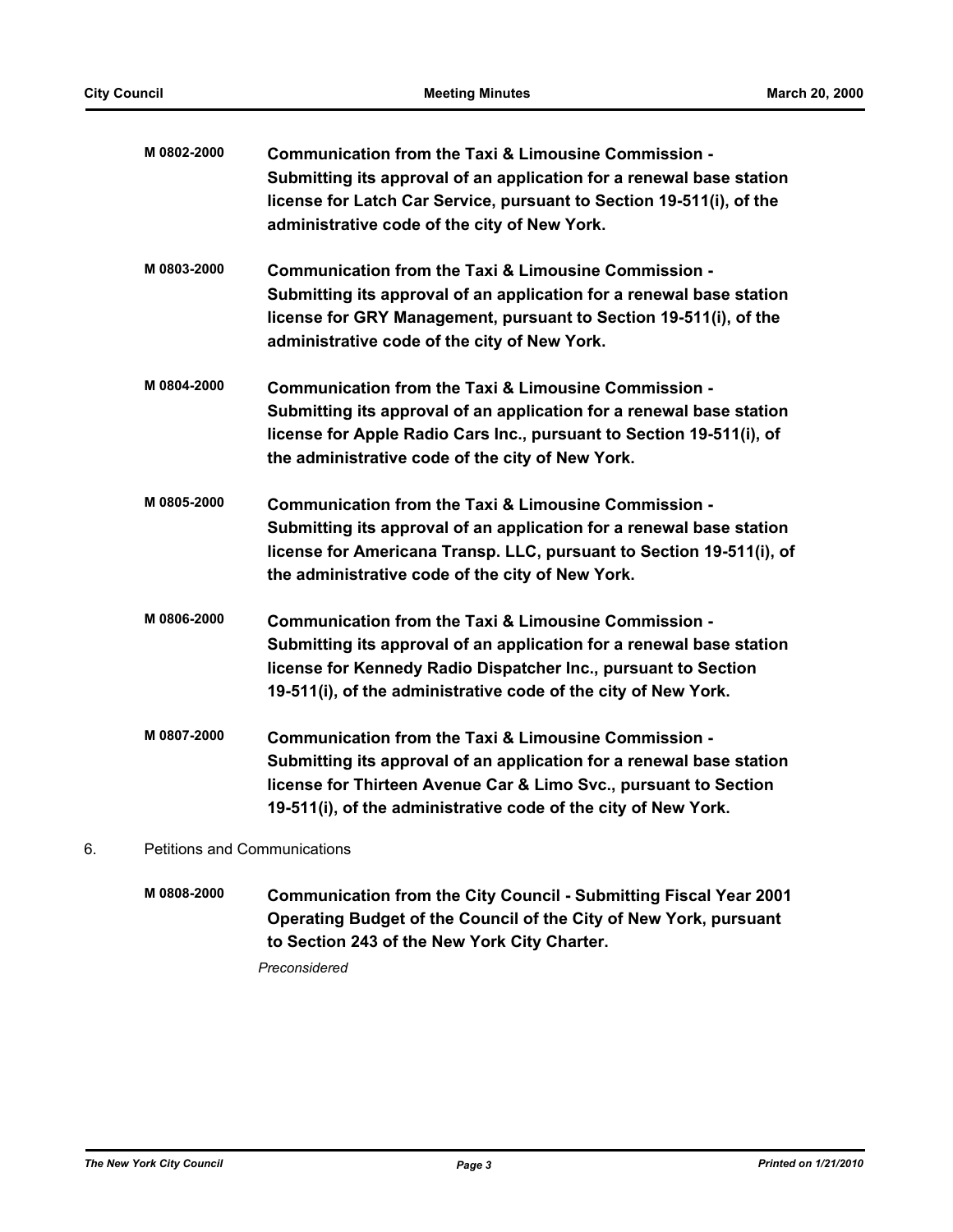**M 0802-2000** **Communication from the Taxi & Limousine Commission - Submitting its approval of an application for a renewal base station license for Latch Car Service, pursuant to Section 19-511(i), of the administrative code of the city of New York.**

**M 0803-2000** **Communication from the Taxi & Limousine Commission - Submitting its approval of an application for a renewal base station license for GRY Management, pursuant to Section 19-511(i), of the administrative code of the city of New York.**

**M 0804-2000** **Communication from the Taxi & Limousine Commission - Submitting its approval of an application for a renewal base station license for Apple Radio Cars Inc., pursuant to Section 19-511(i), of the administrative code of the city of New York.**

**M 0805-2000** **Communication from the Taxi & Limousine Commission - Submitting its approval of an application for a renewal base station license for Americana Transp. LLC, pursuant to Section 19-511(i), of the administrative code of the city of New York.**

**M 0806-2000** **Communication from the Taxi & Limousine Commission - Submitting its approval of an application for a renewal base station license for Kennedy Radio Dispatcher Inc., pursuant to Section 19-511(i), of the administrative code of the city of New York.**

**M 0807-2000** **Communication from the Taxi & Limousine Commission - Submitting its approval of an application for a renewal base station license for Thirteen Avenue Car & Limo Svc., pursuant to Section 19-511(i), of the administrative code of the city of New York.**

6. Petitions and Communications

**M 0808-2000** **Communication from the City Council - Submitting Fiscal Year 2001 Operating Budget of the Council of the City of New York, pursuant to Section 243 of the New York City Charter.**

*Preconsidered*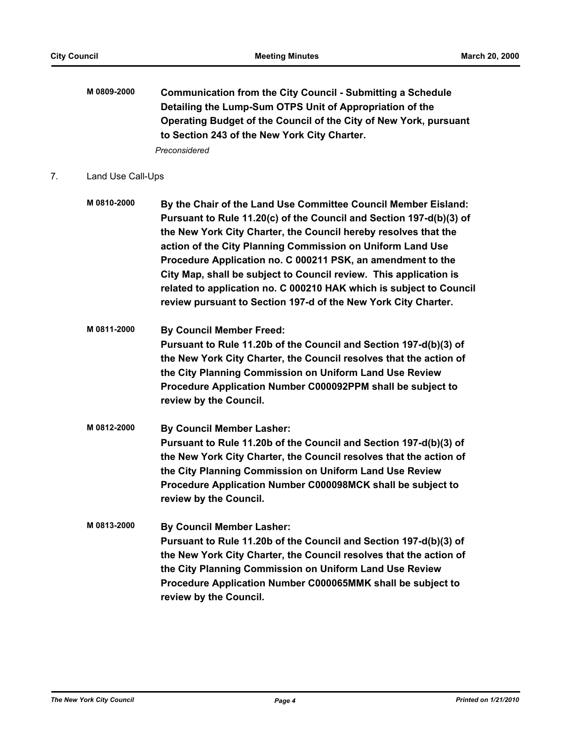**M 0809-2000** **Communication from the City Council - Submitting a Schedule Detailing the Lump-Sum OTPS Unit of Appropriation of the Operating Budget of the Council of the City of New York, pursuant to Section 243 of the New York City Charter.**

*Preconsidered*

7. Land Use Call-Ups

**M 0810-2000** **By the Chair of the Land Use Committee Council Member Eisland: Pursuant to Rule 11.20(c) of the Council and Section 197-d(b)(3) of the New York City Charter, the Council hereby resolves that the action of the City Planning Commission on Uniform Land Use Procedure Application no. C 000211 PSK, an amendment to the City Map, shall be subject to Council review. This application is related to application no. C 000210 HAK which is subject to Council review pursuant to Section 197-d of the New York City Charter.**

**M 0811-2000** **By Council Member Freed: Pursuant to Rule 11.20b of the Council and Section 197-d(b)(3) of the New York City Charter, the Council resolves that the action of the City Planning Commission on Uniform Land Use Review Procedure Application Number C000092PPM shall be subject to review by the Council.**

**M 0812-2000** **By Council Member Lasher: Pursuant to Rule 11.20b of the Council and Section 197-d(b)(3) of the New York City Charter, the Council resolves that the action of the City Planning Commission on Uniform Land Use Review Procedure Application Number C000098MCK shall be subject to review by the Council.**

**M 0813-2000** **By Council Member Lasher: Pursuant to Rule 11.20b of the Council and Section 197-d(b)(3) of the New York City Charter, the Council resolves that the action of the City Planning Commission on Uniform Land Use Review Procedure Application Number C000065MMK shall be subject to review by the Council.**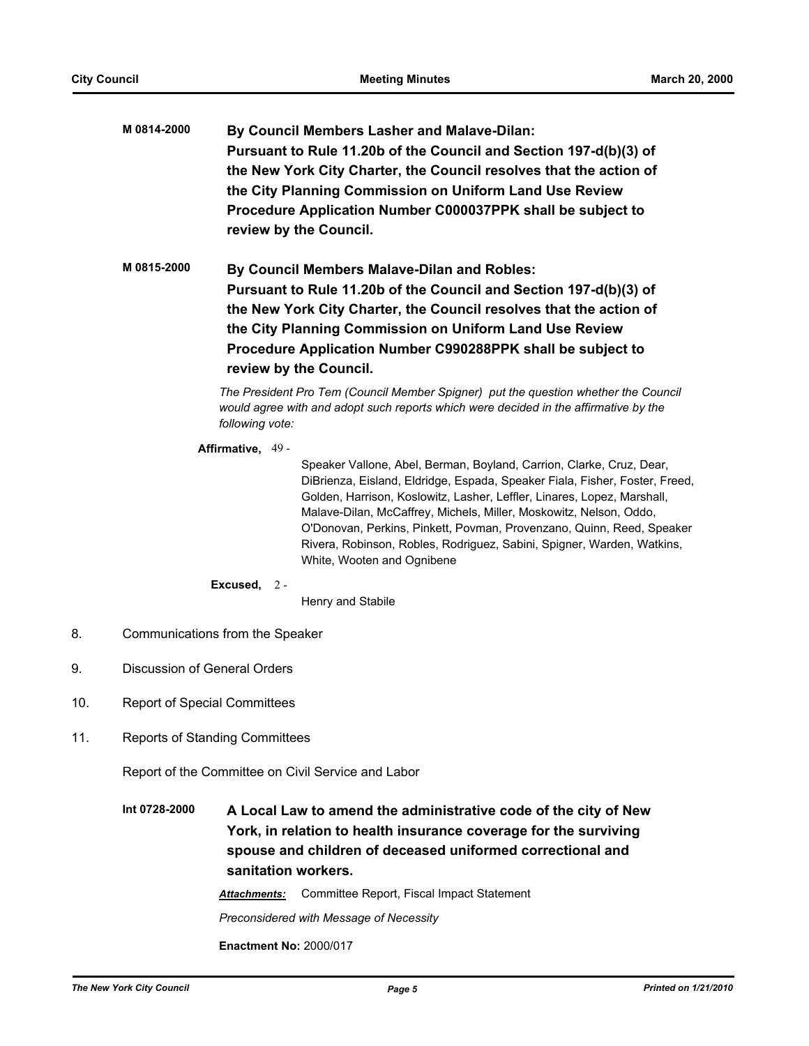**M 0814-2000** **By Council Members Lasher and Malave-Dilan:**
**Pursuant to Rule 11.20b of the Council and Section 197-d(b)(3) of the New York City Charter, the Council resolves that the action of the City Planning Commission on Uniform Land Use Review Procedure Application Number C000037PPK shall be subject to review by the Council.**

**M 0815-2000** **By Council Members Malave-Dilan and Robles:**
**Pursuant to Rule 11.20b of the Council and Section 197-d(b)(3) of the New York City Charter, the Council resolves that the action of the City Planning Commission on Uniform Land Use Review Procedure Application Number C990288PPK shall be subject to review by the Council.**

*The President Pro Tem (Council Member Spigner) put the question whether the Council would agree with and adopt such reports which were decided in the affirmative by the following vote:*

**Affirmative,** 49 -
Speaker Vallone, Abel, Berman, Boyland, Carrion, Clarke, Cruz, Dear, DiBrienza, Eisland, Eldridge, Espada, Speaker Fiala, Fisher, Foster, Freed, Golden, Harrison, Koslowitz, Lasher, Leffler, Linares, Lopez, Marshall, Malave-Dilan, McCaffrey, Michels, Miller, Moskowitz, Nelson, Oddo, O'Donovan, Perkins, Pinkett, Povman, Provenzano, Quinn, Reed, Speaker Rivera, Robinson, Robles, Rodriguez, Sabini, Spigner, Warden, Watkins, White, Wooten and Ognibene

**Excused,** 2 -
Henry and Stabile

8. Communications from the Speaker

9. Discussion of General Orders

10. Report of Special Committees

11. Reports of Standing Committees

Report of the Committee on Civil Service and Labor

**Int 0728-2000** **A Local Law to amend the administrative code of the city of New York, in relation to health insurance coverage for the surviving spouse and children of deceased uniformed correctional and sanitation workers.**

***Attachments:*** Committee Report, Fiscal Impact Statement

*Preconsidered with Message of Necessity*

**Enactment No:** 2000/017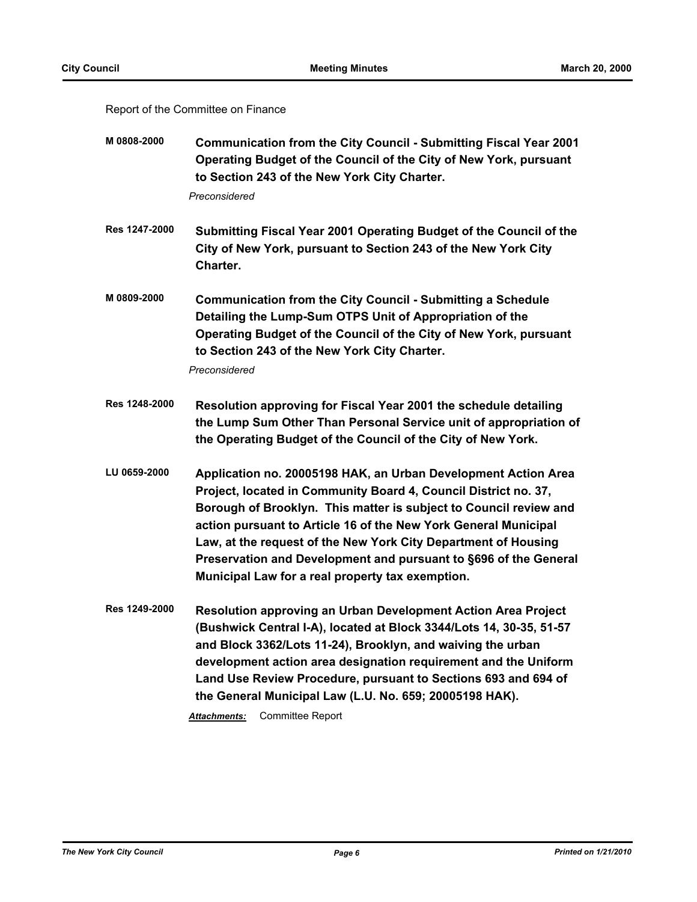Report of the Committee on Finance

**M 0808-2000** **Communication from the City Council - Submitting Fiscal Year 2001 Operating Budget of the Council of the City of New York, pursuant to Section 243 of the New York City Charter.**

*Preconsidered*

**Res 1247-2000** **Submitting Fiscal Year 2001 Operating Budget of the Council of the City of New York, pursuant to Section 243 of the New York City Charter.**

**M 0809-2000** **Communication from the City Council - Submitting a Schedule Detailing the Lump-Sum OTPS Unit of Appropriation of the Operating Budget of the Council of the City of New York, pursuant to Section 243 of the New York City Charter.**

*Preconsidered*

**Res 1248-2000** **Resolution approving for Fiscal Year 2001 the schedule detailing the Lump Sum Other Than Personal Service unit of appropriation of the Operating Budget of the Council of the City of New York.**

**LU 0659-2000** **Application no. 20005198 HAK, an Urban Development Action Area Project, located in Community Board 4, Council District no. 37, Borough of Brooklyn. This matter is subject to Council review and action pursuant to Article 16 of the New York General Municipal Law, at the request of the New York City Department of Housing Preservation and Development and pursuant to §696 of the General Municipal Law for a real property tax exemption.**

**Res 1249-2000** **Resolution approving an Urban Development Action Area Project (Bushwick Central I-A), located at Block 3344/Lots 14, 30-35, 51-57 and Block 3362/Lots 11-24), Brooklyn, and waiving the urban development action area designation requirement and the Uniform Land Use Review Procedure, pursuant to Sections 693 and 694 of the General Municipal Law (L.U. No. 659; 20005198 HAK).**

***Attachments:*** Committee Report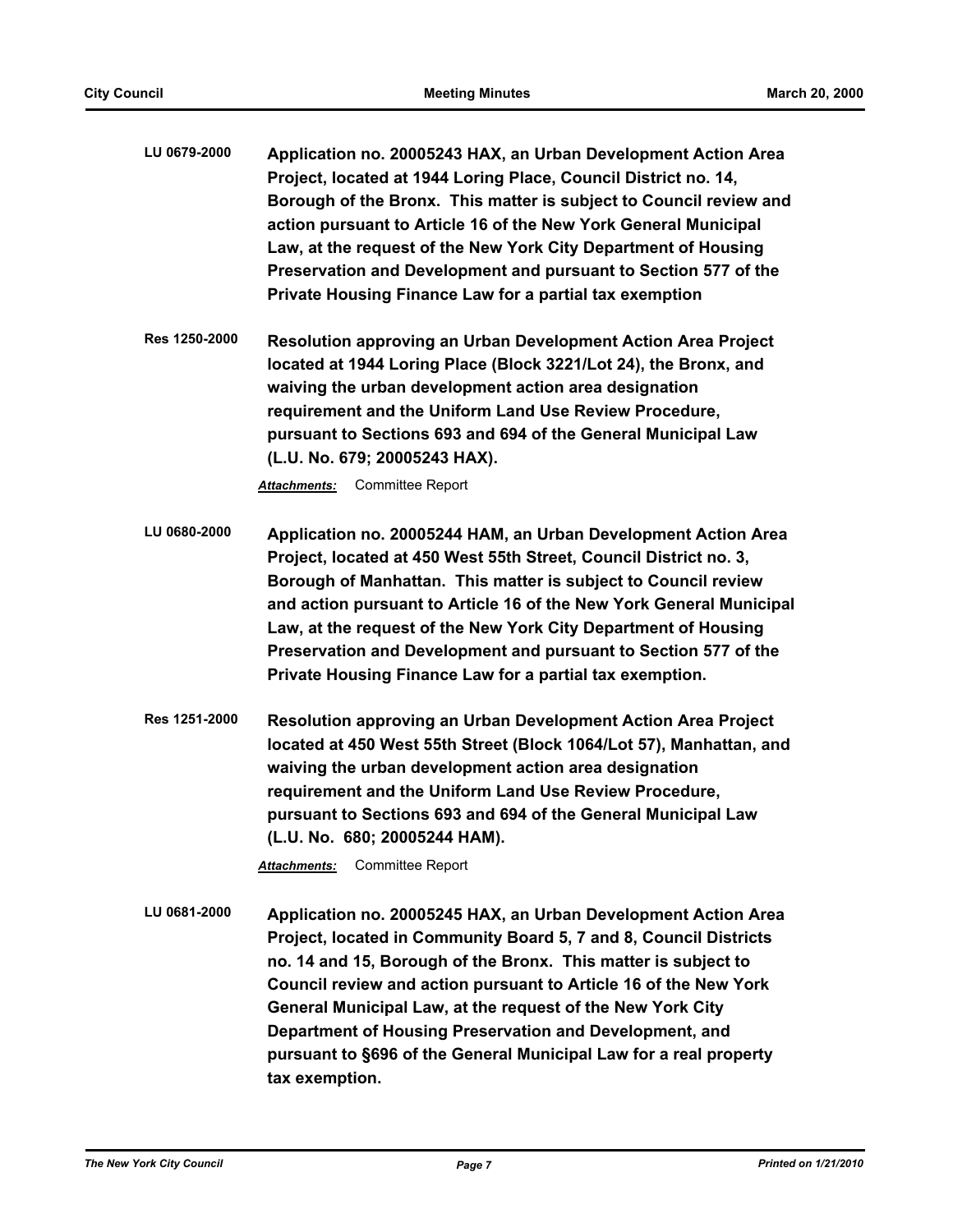**LU 0679-2000** **Application no. 20005243 HAX, an Urban Development Action Area Project, located at 1944 Loring Place, Council District no. 14, Borough of the Bronx. This matter is subject to Council review and action pursuant to Article 16 of the New York General Municipal Law, at the request of the New York City Department of Housing Preservation and Development and pursuant to Section 577 of the Private Housing Finance Law for a partial tax exemption**

**Res 1250-2000** **Resolution approving an Urban Development Action Area Project located at 1944 Loring Place (Block 3221/Lot 24), the Bronx, and waiving the urban development action area designation requirement and the Uniform Land Use Review Procedure, pursuant to Sections 693 and 694 of the General Municipal Law (L.U. No. 679; 20005243 HAX).**

***Attachments:*** Committee Report

**LU 0680-2000** **Application no. 20005244 HAM, an Urban Development Action Area Project, located at 450 West 55th Street, Council District no. 3, Borough of Manhattan. This matter is subject to Council review and action pursuant to Article 16 of the New York General Municipal Law, at the request of the New York City Department of Housing Preservation and Development and pursuant to Section 577 of the Private Housing Finance Law for a partial tax exemption.**

**Res 1251-2000** **Resolution approving an Urban Development Action Area Project located at 450 West 55th Street (Block 1064/Lot 57), Manhattan, and waiving the urban development action area designation requirement and the Uniform Land Use Review Procedure, pursuant to Sections 693 and 694 of the General Municipal Law (L.U. No. 680; 20005244 HAM).**

***Attachments:*** Committee Report

**LU 0681-2000** **Application no. 20005245 HAX, an Urban Development Action Area Project, located in Community Board 5, 7 and 8, Council Districts no. 14 and 15, Borough of the Bronx. This matter is subject to Council review and action pursuant to Article 16 of the New York General Municipal Law, at the request of the New York City Department of Housing Preservation and Development, and pursuant to §696 of the General Municipal Law for a real property tax exemption.**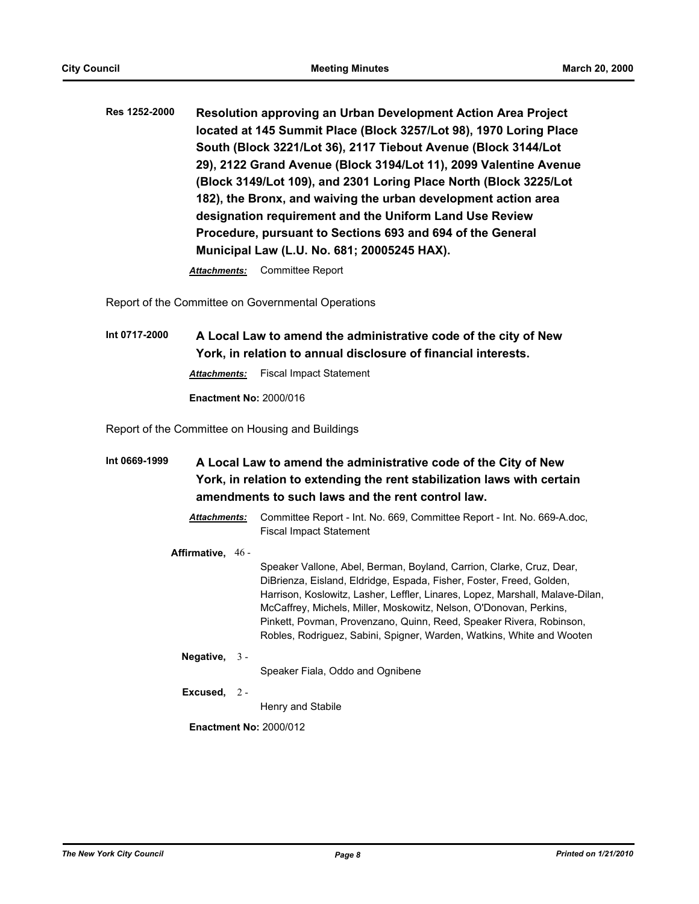**Res 1252-2000** **Resolution approving an Urban Development Action Area Project located at 145 Summit Place (Block 3257/Lot 98), 1970 Loring Place South (Block 3221/Lot 36), 2117 Tiebout Avenue (Block 3144/Lot 29), 2122 Grand Avenue (Block 3194/Lot 11), 2099 Valentine Avenue (Block 3149/Lot 109), and 2301 Loring Place North (Block 3225/Lot 182), the Bronx, and waiving the urban development action area designation requirement and the Uniform Land Use Review Procedure, pursuant to Sections 693 and 694 of the General Municipal Law (L.U. No. 681; 20005245 HAX).**

***Attachments:*** Committee Report

Report of the Committee on Governmental Operations

**Int 0717-2000** **A Local Law to amend the administrative code of the city of New York, in relation to annual disclosure of financial interests.**

***Attachments:*** Fiscal Impact Statement

**Enactment No:** 2000/016

Report of the Committee on Housing and Buildings

**Int 0669-1999** **A Local Law to amend the administrative code of the City of New York, in relation to extending the rent stabilization laws with certain amendments to such laws and the rent control law.**

***Attachments:*** Committee Report - Int. No. 669, Committee Report - Int. No. 669-A.doc, Fiscal Impact Statement

**Affirmative,** 46 - Speaker Vallone, Abel, Berman, Boyland, Carrion, Clarke, Cruz, Dear, DiBrienza, Eisland, Eldridge, Espada, Fisher, Foster, Freed, Golden, Harrison, Koslowitz, Lasher, Leffler, Linares, Lopez, Marshall, Malave-Dilan, McCaffrey, Michels, Miller, Moskowitz, Nelson, O'Donovan, Perkins, Pinkett, Povman, Provenzano, Quinn, Reed, Speaker Rivera, Robinson, Robles, Rodriguez, Sabini, Spigner, Warden, Watkins, White and Wooten

**Negative,** 3 - Speaker Fiala, Oddo and Ognibene

**Excused,** 2 - Henry and Stabile

**Enactment No:** 2000/012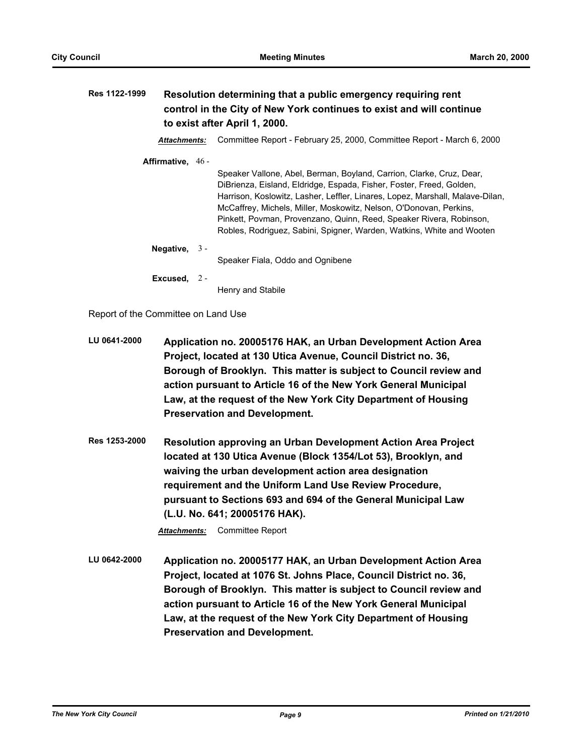**Res 1122-1999** **Resolution determining that a public emergency requiring rent control in the City of New York continues to exist and will continue to exist after April 1, 2000.**

***Attachments:*** Committee Report - February 25, 2000, Committee Report - March 6, 2000

**Affirmative,** 46 - Speaker Vallone, Abel, Berman, Boyland, Carrion, Clarke, Cruz, Dear, DiBrienza, Eisland, Eldridge, Espada, Fisher, Foster, Freed, Golden, Harrison, Koslowitz, Lasher, Leffler, Linares, Lopez, Marshall, Malave-Dilan, McCaffrey, Michels, Miller, Moskowitz, Nelson, O'Donovan, Perkins, Pinkett, Povman, Provenzano, Quinn, Reed, Speaker Rivera, Robinson, Robles, Rodriguez, Sabini, Spigner, Warden, Watkins, White and Wooten

**Negative,** 3 - Speaker Fiala, Oddo and Ognibene

**Excused,** 2 - Henry and Stabile

Report of the Committee on Land Use

**LU 0641-2000** **Application no. 20005176 HAK, an Urban Development Action Area Project, located at 130 Utica Avenue, Council District no. 36, Borough of Brooklyn. This matter is subject to Council review and action pursuant to Article 16 of the New York General Municipal Law, at the request of the New York City Department of Housing Preservation and Development.**

**Res 1253-2000** **Resolution approving an Urban Development Action Area Project located at 130 Utica Avenue (Block 1354/Lot 53), Brooklyn, and waiving the urban development action area designation requirement and the Uniform Land Use Review Procedure, pursuant to Sections 693 and 694 of the General Municipal Law (L.U. No. 641; 20005176 HAK).**

***Attachments:*** Committee Report

**LU 0642-2000** **Application no. 20005177 HAK, an Urban Development Action Area Project, located at 1076 St. Johns Place, Council District no. 36, Borough of Brooklyn. This matter is subject to Council review and action pursuant to Article 16 of the New York General Municipal Law, at the request of the New York City Department of Housing Preservation and Development.**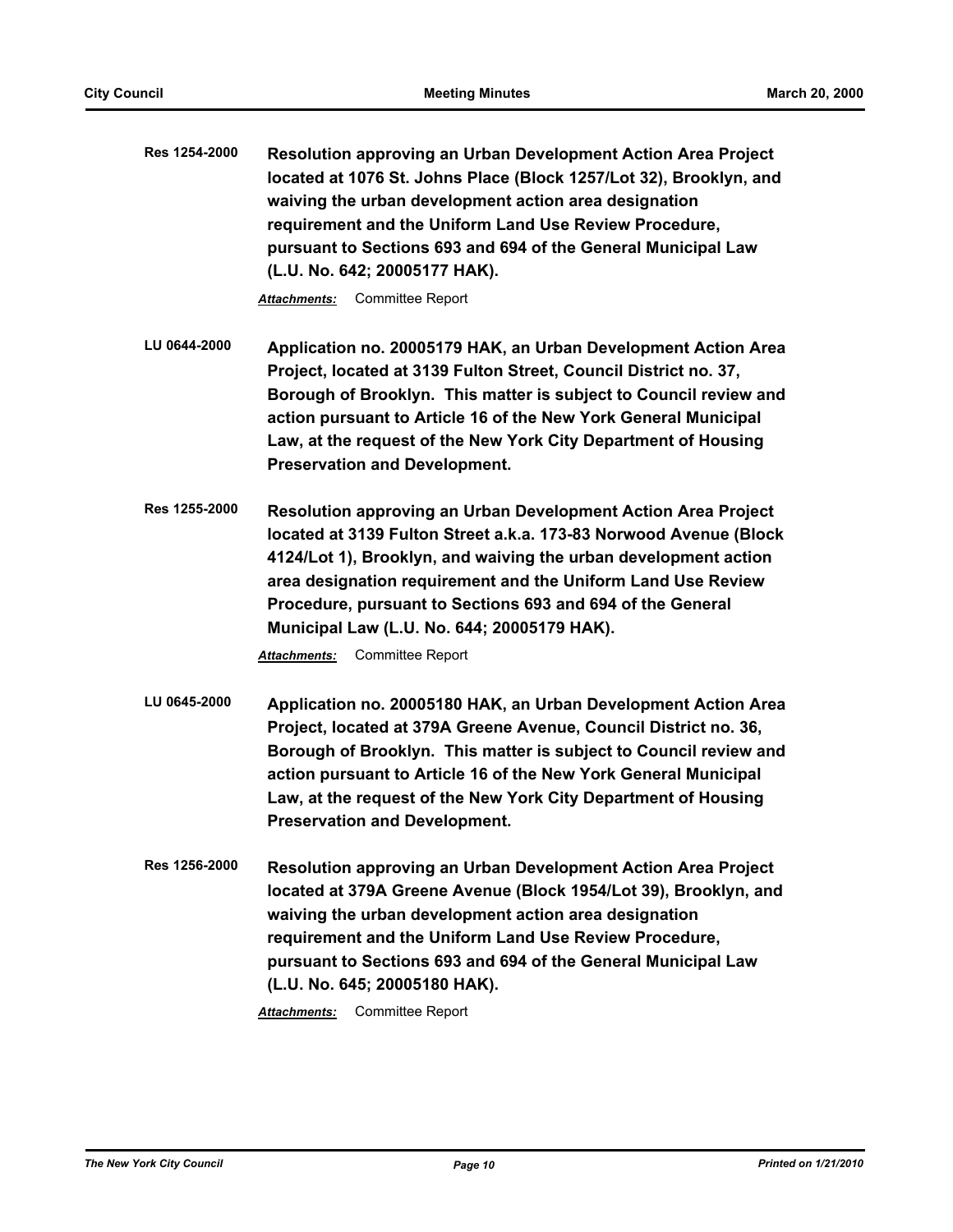**Res 1254-2000** **Resolution approving an Urban Development Action Area Project located at 1076 St. Johns Place (Block 1257/Lot 32), Brooklyn, and waiving the urban development action area designation requirement and the Uniform Land Use Review Procedure, pursuant to Sections 693 and 694 of the General Municipal Law (L.U. No. 642; 20005177 HAK).**

***Attachments:*** Committee Report

**LU 0644-2000** **Application no. 20005179 HAK, an Urban Development Action Area Project, located at 3139 Fulton Street, Council District no. 37, Borough of Brooklyn. This matter is subject to Council review and action pursuant to Article 16 of the New York General Municipal Law, at the request of the New York City Department of Housing Preservation and Development.**

**Res 1255-2000** **Resolution approving an Urban Development Action Area Project located at 3139 Fulton Street a.k.a. 173-83 Norwood Avenue (Block 4124/Lot 1), Brooklyn, and waiving the urban development action area designation requirement and the Uniform Land Use Review Procedure, pursuant to Sections 693 and 694 of the General Municipal Law (L.U. No. 644; 20005179 HAK).**

***Attachments:*** Committee Report

**LU 0645-2000** **Application no. 20005180 HAK, an Urban Development Action Area Project, located at 379A Greene Avenue, Council District no. 36, Borough of Brooklyn. This matter is subject to Council review and action pursuant to Article 16 of the New York General Municipal Law, at the request of the New York City Department of Housing Preservation and Development.**

**Res 1256-2000** **Resolution approving an Urban Development Action Area Project located at 379A Greene Avenue (Block 1954/Lot 39), Brooklyn, and waiving the urban development action area designation requirement and the Uniform Land Use Review Procedure, pursuant to Sections 693 and 694 of the General Municipal Law (L.U. No. 645; 20005180 HAK).**

***Attachments:*** Committee Report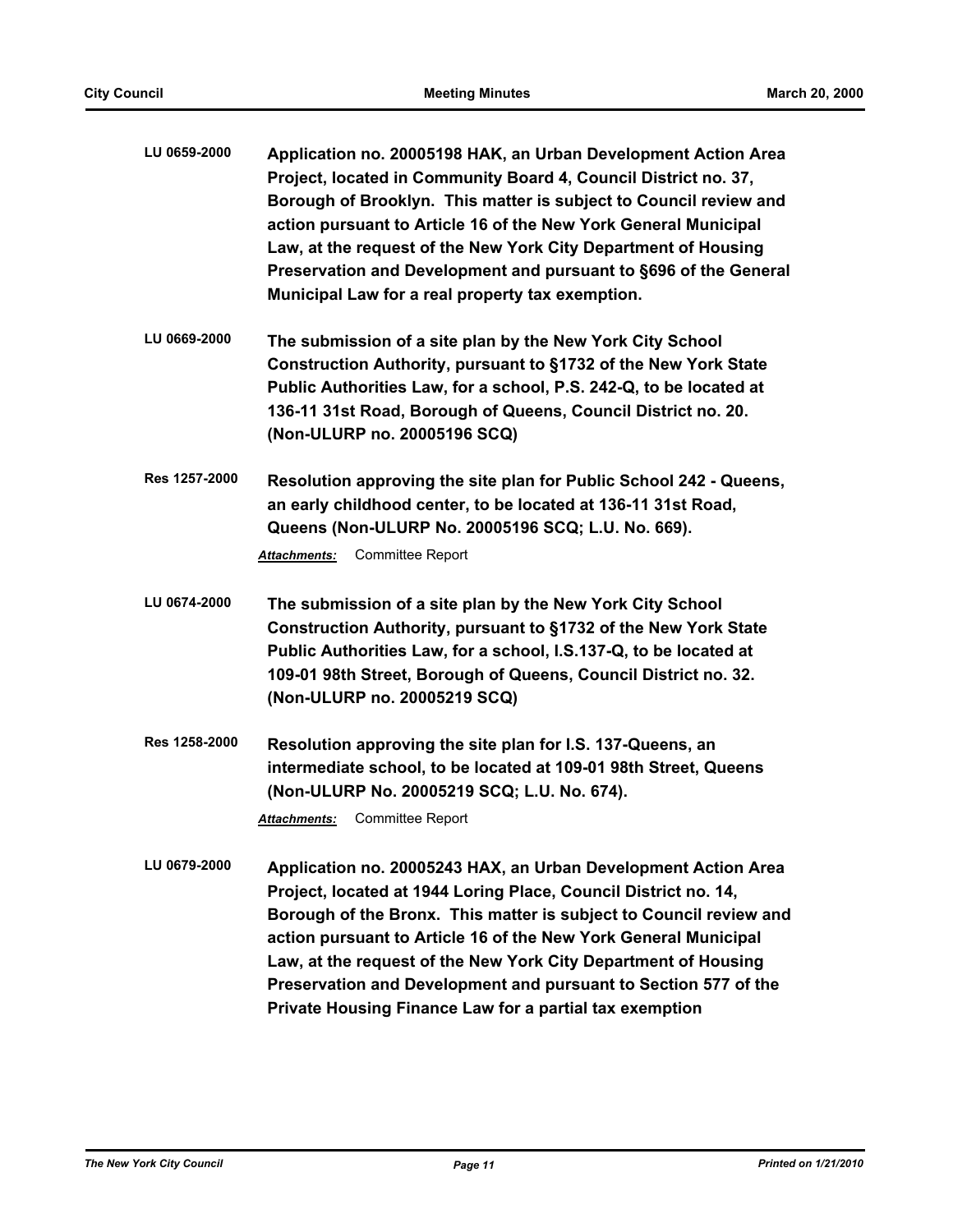**LU 0659-2000** **Application no. 20005198 HAK, an Urban Development Action Area Project, located in Community Board 4, Council District no. 37, Borough of Brooklyn. This matter is subject to Council review and action pursuant to Article 16 of the New York General Municipal Law, at the request of the New York City Department of Housing Preservation and Development and pursuant to §696 of the General Municipal Law for a real property tax exemption.**

**LU 0669-2000** **The submission of a site plan by the New York City School Construction Authority, pursuant to §1732 of the New York State Public Authorities Law, for a school, P.S. 242-Q, to be located at 136-11 31st Road, Borough of Queens, Council District no. 20. (Non-ULURP no. 20005196 SCQ)**

**Res 1257-2000** **Resolution approving the site plan for Public School 242 - Queens, an early childhood center, to be located at 136-11 31st Road, Queens (Non-ULURP No. 20005196 SCQ; L.U. No. 669).**

***Attachments:*** Committee Report

**LU 0674-2000** **The submission of a site plan by the New York City School Construction Authority, pursuant to §1732 of the New York State Public Authorities Law, for a school, I.S.137-Q, to be located at 109-01 98th Street, Borough of Queens, Council District no. 32. (Non-ULURP no. 20005219 SCQ)**

**Res 1258-2000** **Resolution approving the site plan for I.S. 137-Queens, an intermediate school, to be located at 109-01 98th Street, Queens (Non-ULURP No. 20005219 SCQ; L.U. No. 674).**

***Attachments:*** Committee Report

**LU 0679-2000** **Application no. 20005243 HAX, an Urban Development Action Area Project, located at 1944 Loring Place, Council District no. 14, Borough of the Bronx. This matter is subject to Council review and action pursuant to Article 16 of the New York General Municipal Law, at the request of the New York City Department of Housing Preservation and Development and pursuant to Section 577 of the Private Housing Finance Law for a partial tax exemption**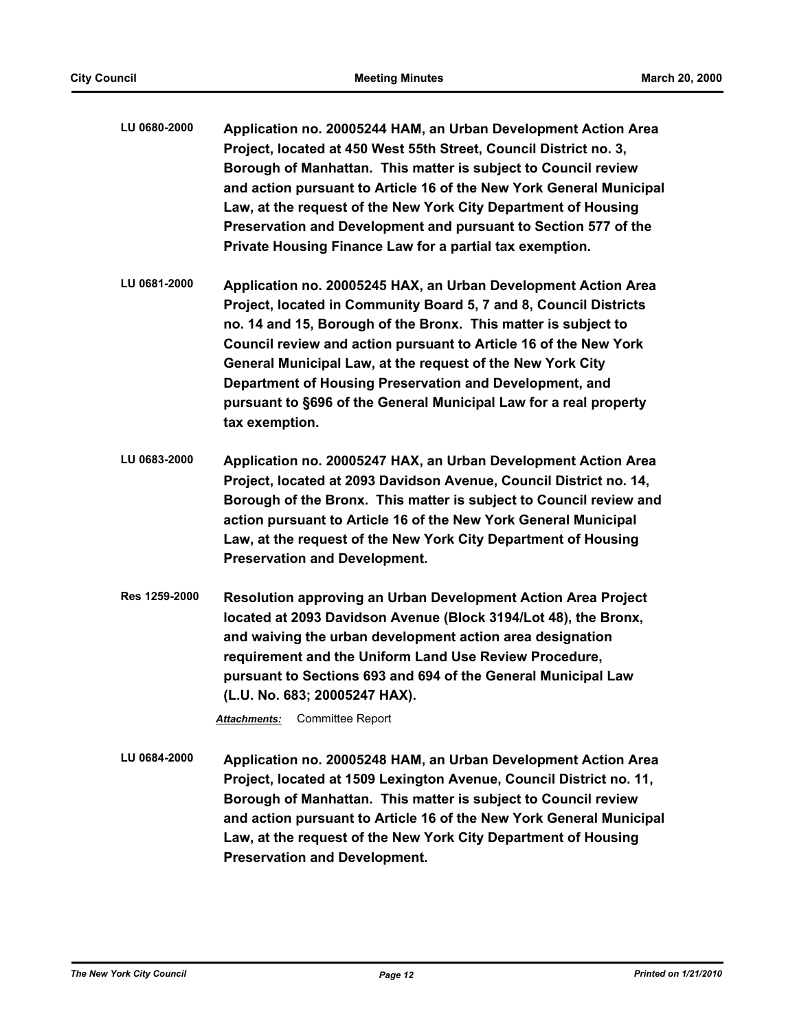**LU 0680-2000** **Application no. 20005244 HAM, an Urban Development Action Area Project, located at 450 West 55th Street, Council District no. 3, Borough of Manhattan. This matter is subject to Council review and action pursuant to Article 16 of the New York General Municipal Law, at the request of the New York City Department of Housing Preservation and Development and pursuant to Section 577 of the Private Housing Finance Law for a partial tax exemption.**

**LU 0681-2000** **Application no. 20005245 HAX, an Urban Development Action Area Project, located in Community Board 5, 7 and 8, Council Districts no. 14 and 15, Borough of the Bronx. This matter is subject to Council review and action pursuant to Article 16 of the New York General Municipal Law, at the request of the New York City Department of Housing Preservation and Development, and pursuant to §696 of the General Municipal Law for a real property tax exemption.**

**LU 0683-2000** **Application no. 20005247 HAX, an Urban Development Action Area Project, located at 2093 Davidson Avenue, Council District no. 14, Borough of the Bronx. This matter is subject to Council review and action pursuant to Article 16 of the New York General Municipal Law, at the request of the New York City Department of Housing Preservation and Development.**

**Res 1259-2000** **Resolution approving an Urban Development Action Area Project located at 2093 Davidson Avenue (Block 3194/Lot 48), the Bronx, and waiving the urban development action area designation requirement and the Uniform Land Use Review Procedure, pursuant to Sections 693 and 694 of the General Municipal Law (L.U. No. 683; 20005247 HAX).**

***Attachments:*** Committee Report

**LU 0684-2000** **Application no. 20005248 HAM, an Urban Development Action Area Project, located at 1509 Lexington Avenue, Council District no. 11, Borough of Manhattan. This matter is subject to Council review and action pursuant to Article 16 of the New York General Municipal Law, at the request of the New York City Department of Housing Preservation and Development.**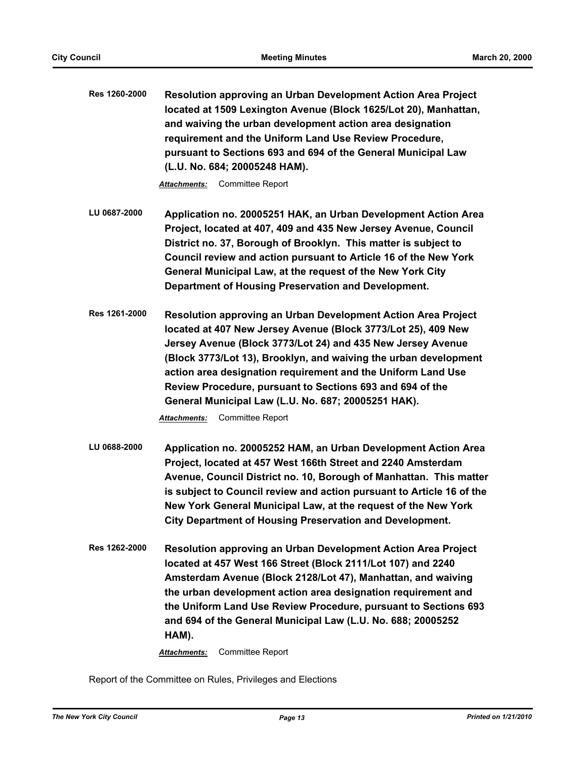**Res 1260-2000** **Resolution approving an Urban Development Action Area Project located at 1509 Lexington Avenue (Block 1625/Lot 20), Manhattan, and waiving the urban development action area designation requirement and the Uniform Land Use Review Procedure, pursuant to Sections 693 and 694 of the General Municipal Law (L.U. No. 684; 20005248 HAM).**

***Attachments:*** Committee Report

**LU 0687-2000** **Application no. 20005251 HAK, an Urban Development Action Area Project, located at 407, 409 and 435 New Jersey Avenue, Council District no. 37, Borough of Brooklyn. This matter is subject to Council review and action pursuant to Article 16 of the New York General Municipal Law, at the request of the New York City Department of Housing Preservation and Development.**

**Res 1261-2000** **Resolution approving an Urban Development Action Area Project located at 407 New Jersey Avenue (Block 3773/Lot 25), 409 New Jersey Avenue (Block 3773/Lot 24) and 435 New Jersey Avenue (Block 3773/Lot 13), Brooklyn, and waiving the urban development action area designation requirement and the Uniform Land Use Review Procedure, pursuant to Sections 693 and 694 of the General Municipal Law (L.U. No. 687; 20005251 HAK).**

***Attachments:*** Committee Report

**LU 0688-2000** **Application no. 20005252 HAM, an Urban Development Action Area Project, located at 457 West 166th Street and 2240 Amsterdam Avenue, Council District no. 10, Borough of Manhattan. This matter is subject to Council review and action pursuant to Article 16 of the New York General Municipal Law, at the request of the New York City Department of Housing Preservation and Development.**

**Res 1262-2000** **Resolution approving an Urban Development Action Area Project located at 457 West 166 Street (Block 2111/Lot 107) and 2240 Amsterdam Avenue (Block 2128/Lot 47), Manhattan, and waiving the urban development action area designation requirement and the Uniform Land Use Review Procedure, pursuant to Sections 693 and 694 of the General Municipal Law (L.U. No. 688; 20005252 HAM).**

***Attachments:*** Committee Report

Report of the Committee on Rules, Privileges and Elections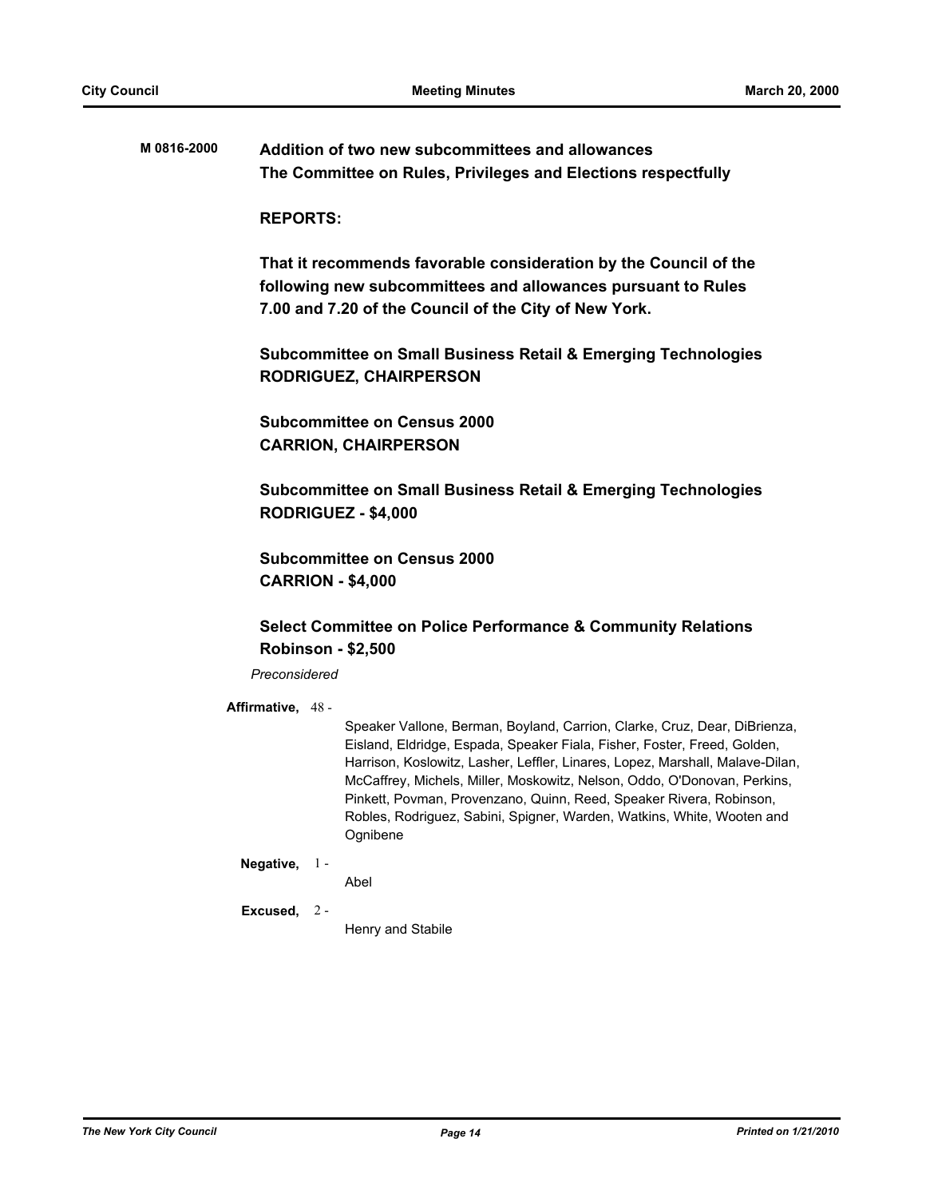**M 0816-2000** **Addition of two new subcommittees and allowances**

**The Committee on Rules, Privileges and Elections respectfully**

**REPORTS:**

**That it recommends favorable consideration by the Council of the following new subcommittees and allowances pursuant to Rules 7.00 and 7.20 of the Council of the City of New York.**

**Subcommittee on Small Business Retail & Emerging Technologies**
**RODRIGUEZ, CHAIRPERSON**

**Subcommittee on Census 2000**
**CARRION, CHAIRPERSON**

**Subcommittee on Small Business Retail & Emerging Technologies**
**RODRIGUEZ - $4,000**

**Subcommittee on Census 2000**
**CARRION - $4,000**

**Select Committee on Police Performance & Community Relations**
**Robinson - $2,500**

*Preconsidered*

**Affirmative,** 48 - Speaker Vallone, Berman, Boyland, Carrion, Clarke, Cruz, Dear, DiBrienza, Eisland, Eldridge, Espada, Speaker Fiala, Fisher, Foster, Freed, Golden, Harrison, Koslowitz, Lasher, Leffler, Linares, Lopez, Marshall, Malave-Dilan, McCaffrey, Michels, Miller, Moskowitz, Nelson, Oddo, O'Donovan, Perkins, Pinkett, Povman, Provenzano, Quinn, Reed, Speaker Rivera, Robinson, Robles, Rodriguez, Sabini, Spigner, Warden, Watkins, White, Wooten and Ognibene

**Negative,** 1 - Abel

**Excused,** 2 - Henry and Stabile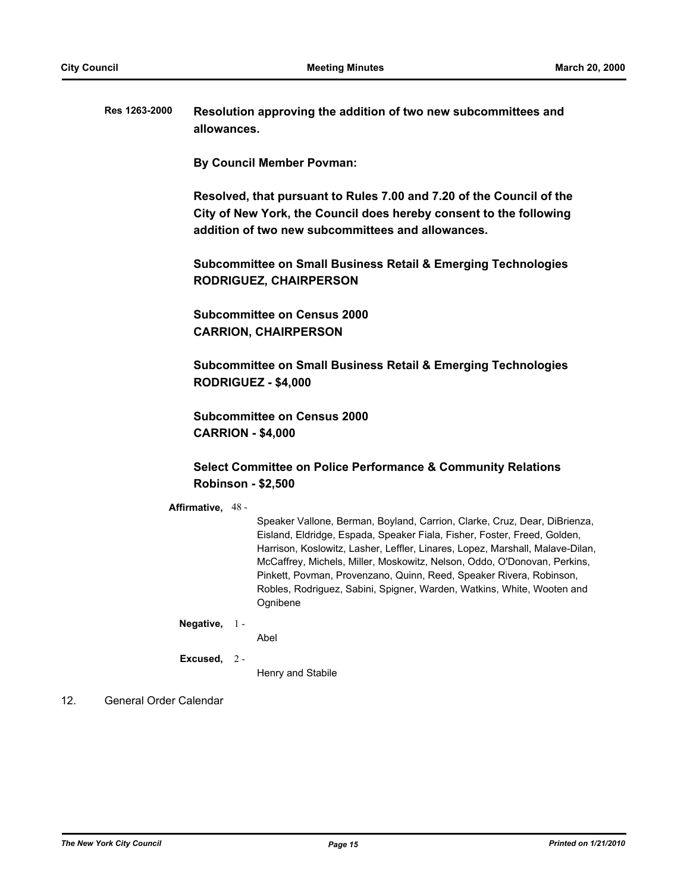**Res 1263-2000** **Resolution approving the addition of two new subcommittees and allowances.**

**By Council Member Povman:**

**Resolved, that pursuant to Rules 7.00 and 7.20 of the Council of the City of New York, the Council does hereby consent to the following addition of two new subcommittees and allowances.**

**Subcommittee on Small Business Retail & Emerging Technologies**
**RODRIGUEZ, CHAIRPERSON**

**Subcommittee on Census 2000**
**CARRION, CHAIRPERSON**

**Subcommittee on Small Business Retail & Emerging Technologies**
**RODRIGUEZ - $4,000**

**Subcommittee on Census 2000**
**CARRION - $4,000**

**Select Committee on Police Performance & Community Relations**
**Robinson - $2,500**

**Affirmative,** 48 - Speaker Vallone, Berman, Boyland, Carrion, Clarke, Cruz, Dear, DiBrienza, Eisland, Eldridge, Espada, Speaker Fiala, Fisher, Foster, Freed, Golden, Harrison, Koslowitz, Lasher, Leffler, Linares, Lopez, Marshall, Malave-Dilan, McCaffrey, Michels, Miller, Moskowitz, Nelson, Oddo, O'Donovan, Perkins, Pinkett, Povman, Provenzano, Quinn, Reed, Speaker Rivera, Robinson, Robles, Rodriguez, Sabini, Spigner, Warden, Watkins, White, Wooten and Ognibene

**Negative,** 1 - Abel

**Excused,** 2 - Henry and Stabile

12. General Order Calendar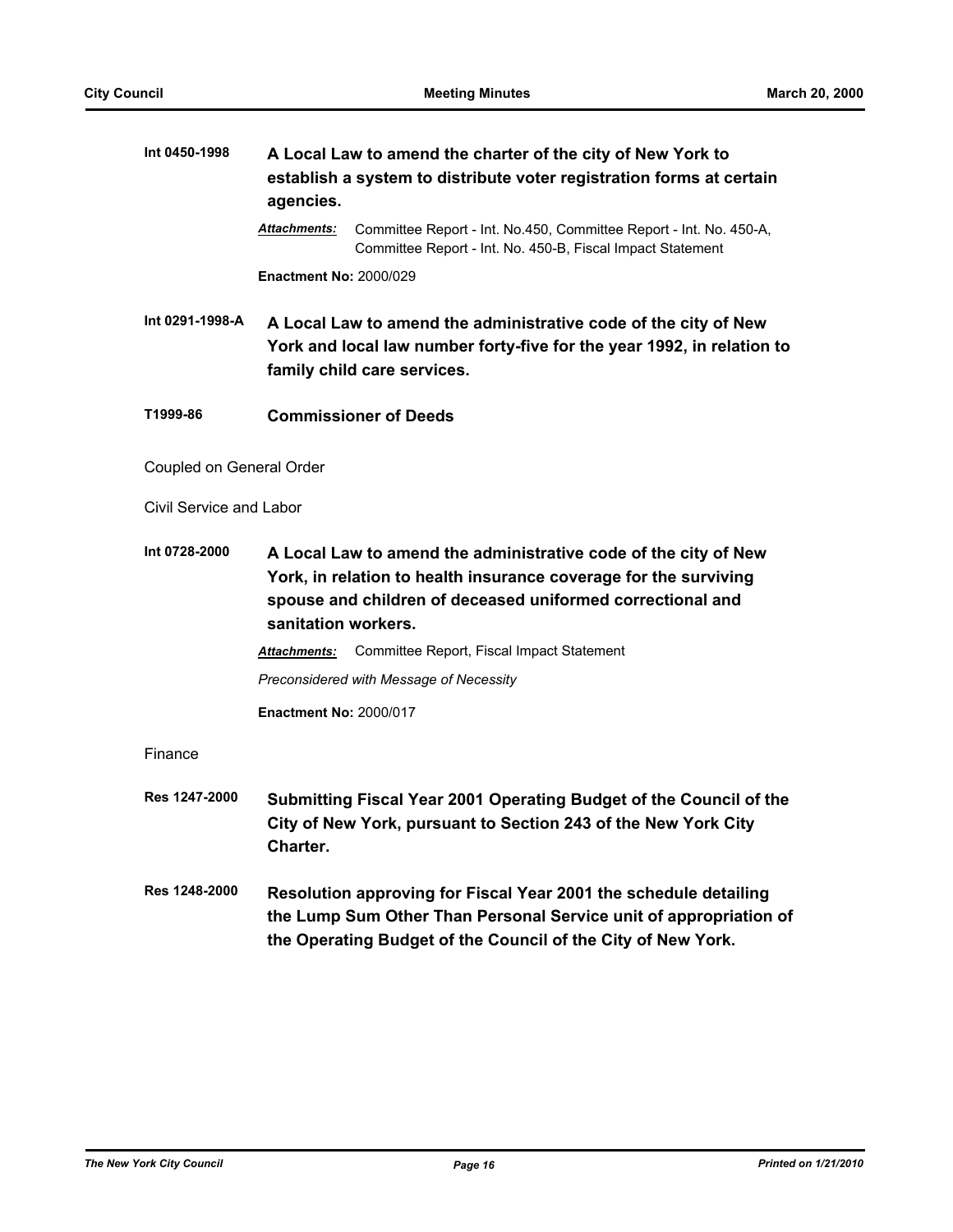**Int 0450-1998** **A Local Law to amend the charter of the city of New York to establish a system to distribute voter registration forms at certain agencies.**

***Attachments:*** Committee Report - Int. No.450, Committee Report - Int. No. 450-A, Committee Report - Int. No. 450-B, Fiscal Impact Statement

**Enactment No:** 2000/029

**Int 0291-1998-A** **A Local Law to amend the administrative code of the city of New York and local law number forty-five for the year 1992, in relation to family child care services.**

**T1999-86** **Commissioner of Deeds**

Coupled on General Order

Civil Service and Labor

**Int 0728-2000** **A Local Law to amend the administrative code of the city of New York, in relation to health insurance coverage for the surviving spouse and children of deceased uniformed correctional and sanitation workers.**

***Attachments:*** Committee Report, Fiscal Impact Statement

*Preconsidered with Message of Necessity*

**Enactment No:** 2000/017

Finance

**Res 1247-2000** **Submitting Fiscal Year 2001 Operating Budget of the Council of the City of New York, pursuant to Section 243 of the New York City Charter.**

**Res 1248-2000** **Resolution approving for Fiscal Year 2001 the schedule detailing the Lump Sum Other Than Personal Service unit of appropriation of the Operating Budget of the Council of the City of New York.**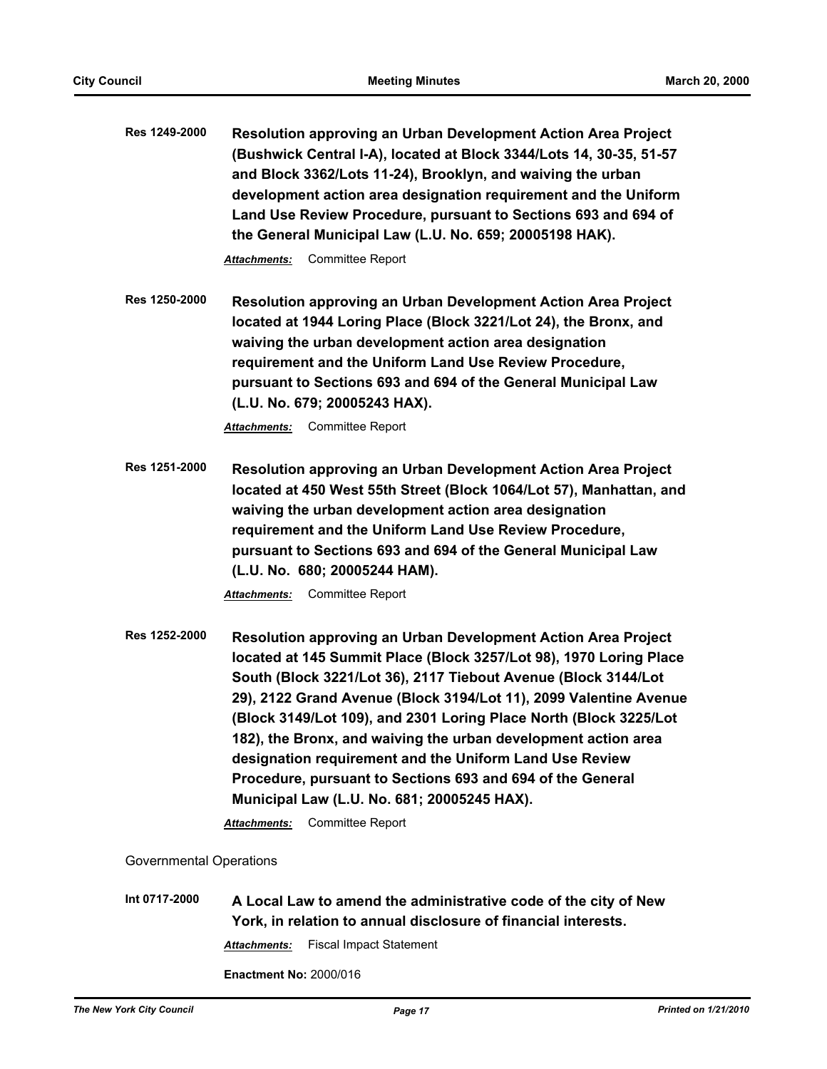**Res 1249-2000** **Resolution approving an Urban Development Action Area Project (Bushwick Central I-A), located at Block 3344/Lots 14, 30-35, 51-57 and Block 3362/Lots 11-24), Brooklyn, and waiving the urban development action area designation requirement and the Uniform Land Use Review Procedure, pursuant to Sections 693 and 694 of the General Municipal Law (L.U. No. 659; 20005198 HAK).**

***Attachments:*** Committee Report

**Res 1250-2000** **Resolution approving an Urban Development Action Area Project located at 1944 Loring Place (Block 3221/Lot 24), the Bronx, and waiving the urban development action area designation requirement and the Uniform Land Use Review Procedure, pursuant to Sections 693 and 694 of the General Municipal Law (L.U. No. 679; 20005243 HAX).**

***Attachments:*** Committee Report

**Res 1251-2000** **Resolution approving an Urban Development Action Area Project located at 450 West 55th Street (Block 1064/Lot 57), Manhattan, and waiving the urban development action area designation requirement and the Uniform Land Use Review Procedure, pursuant to Sections 693 and 694 of the General Municipal Law (L.U. No. 680; 20005244 HAM).**

***Attachments:*** Committee Report

**Res 1252-2000** **Resolution approving an Urban Development Action Area Project located at 145 Summit Place (Block 3257/Lot 98), 1970 Loring Place South (Block 3221/Lot 36), 2117 Tiebout Avenue (Block 3144/Lot 29), 2122 Grand Avenue (Block 3194/Lot 11), 2099 Valentine Avenue (Block 3149/Lot 109), and 2301 Loring Place North (Block 3225/Lot 182), the Bronx, and waiving the urban development action area designation requirement and the Uniform Land Use Review Procedure, pursuant to Sections 693 and 694 of the General Municipal Law (L.U. No. 681; 20005245 HAX).**

***Attachments:*** Committee Report

Governmental Operations

**Int 0717-2000** **A Local Law to amend the administrative code of the city of New York, in relation to annual disclosure of financial interests.**

***Attachments:*** Fiscal Impact Statement

**Enactment No:** 2000/016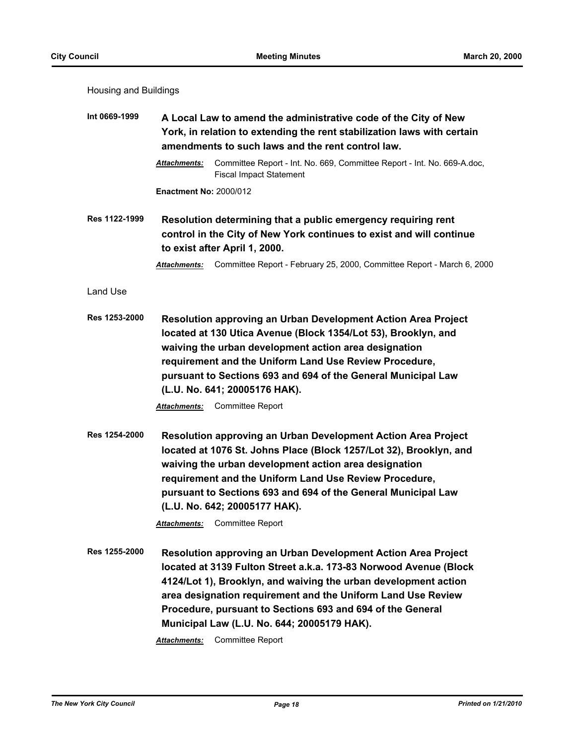Housing and Buildings

**Int 0669-1999** **A Local Law to amend the administrative code of the City of New York, in relation to extending the rent stabilization laws with certain amendments to such laws and the rent control law.**

***Attachments:*** Committee Report - Int. No. 669, Committee Report - Int. No. 669-A.doc, Fiscal Impact Statement

**Enactment No:** 2000/012

**Res 1122-1999** **Resolution determining that a public emergency requiring rent control in the City of New York continues to exist and will continue to exist after April 1, 2000.**

***Attachments:*** Committee Report - February 25, 2000, Committee Report - March 6, 2000

Land Use

**Res 1253-2000** **Resolution approving an Urban Development Action Area Project located at 130 Utica Avenue (Block 1354/Lot 53), Brooklyn, and waiving the urban development action area designation requirement and the Uniform Land Use Review Procedure, pursuant to Sections 693 and 694 of the General Municipal Law (L.U. No. 641; 20005176 HAK).**

***Attachments:*** Committee Report

**Res 1254-2000** **Resolution approving an Urban Development Action Area Project located at 1076 St. Johns Place (Block 1257/Lot 32), Brooklyn, and waiving the urban development action area designation requirement and the Uniform Land Use Review Procedure, pursuant to Sections 693 and 694 of the General Municipal Law (L.U. No. 642; 20005177 HAK).**

***Attachments:*** Committee Report

**Res 1255-2000** **Resolution approving an Urban Development Action Area Project located at 3139 Fulton Street a.k.a. 173-83 Norwood Avenue (Block 4124/Lot 1), Brooklyn, and waiving the urban development action area designation requirement and the Uniform Land Use Review Procedure, pursuant to Sections 693 and 694 of the General Municipal Law (L.U. No. 644; 20005179 HAK).**

***Attachments:*** Committee Report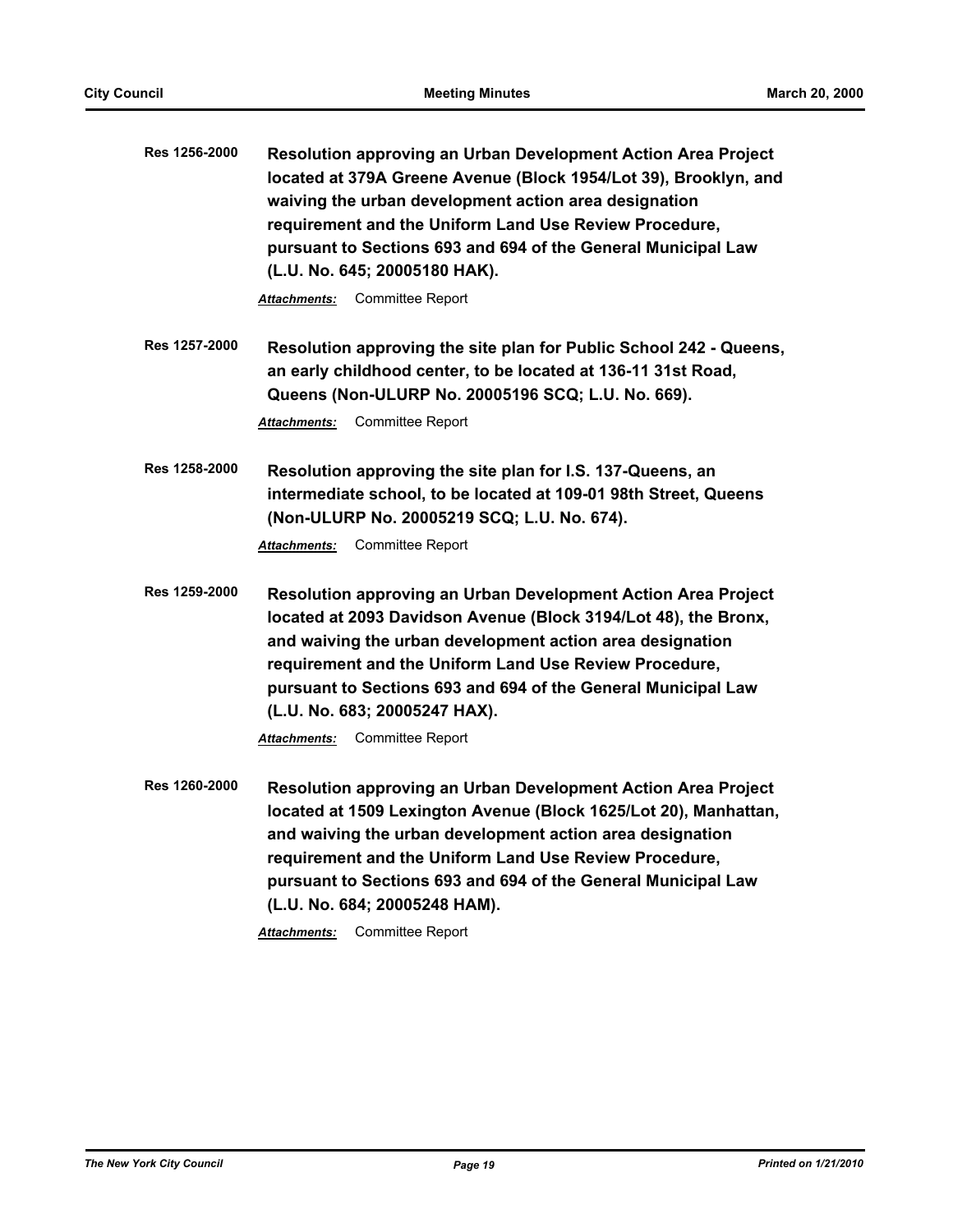**Res 1256-2000** **Resolution approving an Urban Development Action Area Project located at 379A Greene Avenue (Block 1954/Lot 39), Brooklyn, and waiving the urban development action area designation requirement and the Uniform Land Use Review Procedure, pursuant to Sections 693 and 694 of the General Municipal Law (L.U. No. 645; 20005180 HAK).**

***Attachments:*** Committee Report

**Res 1257-2000** **Resolution approving the site plan for Public School 242 - Queens, an early childhood center, to be located at 136-11 31st Road, Queens (Non-ULURP No. 20005196 SCQ; L.U. No. 669).**

***Attachments:*** Committee Report

**Res 1258-2000** **Resolution approving the site plan for I.S. 137-Queens, an intermediate school, to be located at 109-01 98th Street, Queens (Non-ULURP No. 20005219 SCQ; L.U. No. 674).**

***Attachments:*** Committee Report

**Res 1259-2000** **Resolution approving an Urban Development Action Area Project located at 2093 Davidson Avenue (Block 3194/Lot 48), the Bronx, and waiving the urban development action area designation requirement and the Uniform Land Use Review Procedure, pursuant to Sections 693 and 694 of the General Municipal Law (L.U. No. 683; 20005247 HAX).**

***Attachments:*** Committee Report

**Res 1260-2000** **Resolution approving an Urban Development Action Area Project located at 1509 Lexington Avenue (Block 1625/Lot 20), Manhattan, and waiving the urban development action area designation requirement and the Uniform Land Use Review Procedure, pursuant to Sections 693 and 694 of the General Municipal Law (L.U. No. 684; 20005248 HAM).**

***Attachments:*** Committee Report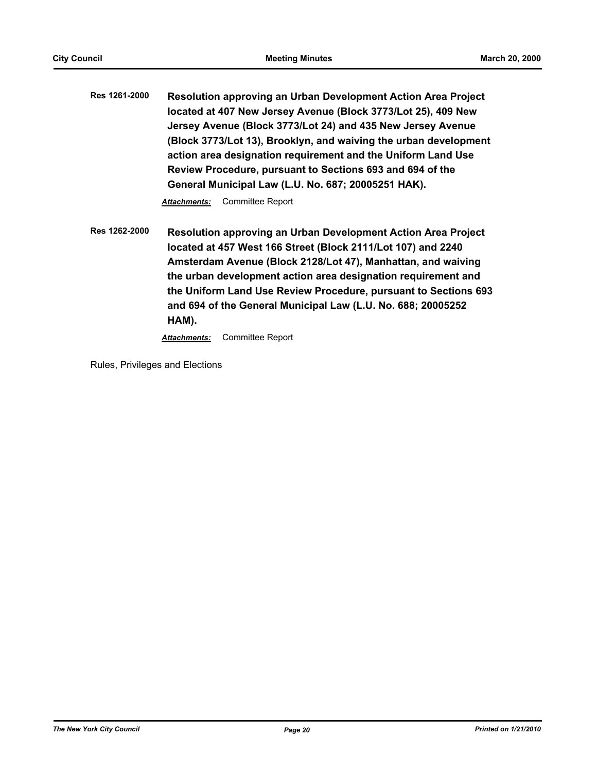**Res 1261-2000** **Resolution approving an Urban Development Action Area Project located at 407 New Jersey Avenue (Block 3773/Lot 25), 409 New Jersey Avenue (Block 3773/Lot 24) and 435 New Jersey Avenue (Block 3773/Lot 13), Brooklyn, and waiving the urban development action area designation requirement and the Uniform Land Use Review Procedure, pursuant to Sections 693 and 694 of the General Municipal Law (L.U. No. 687; 20005251 HAK).**

***Attachments:*** Committee Report

**Res 1262-2000** **Resolution approving an Urban Development Action Area Project located at 457 West 166 Street (Block 2111/Lot 107) and 2240 Amsterdam Avenue (Block 2128/Lot 47), Manhattan, and waiving the urban development action area designation requirement and the Uniform Land Use Review Procedure, pursuant to Sections 693 and 694 of the General Municipal Law (L.U. No. 688; 20005252 HAM).**

***Attachments:*** Committee Report

Rules, Privileges and Elections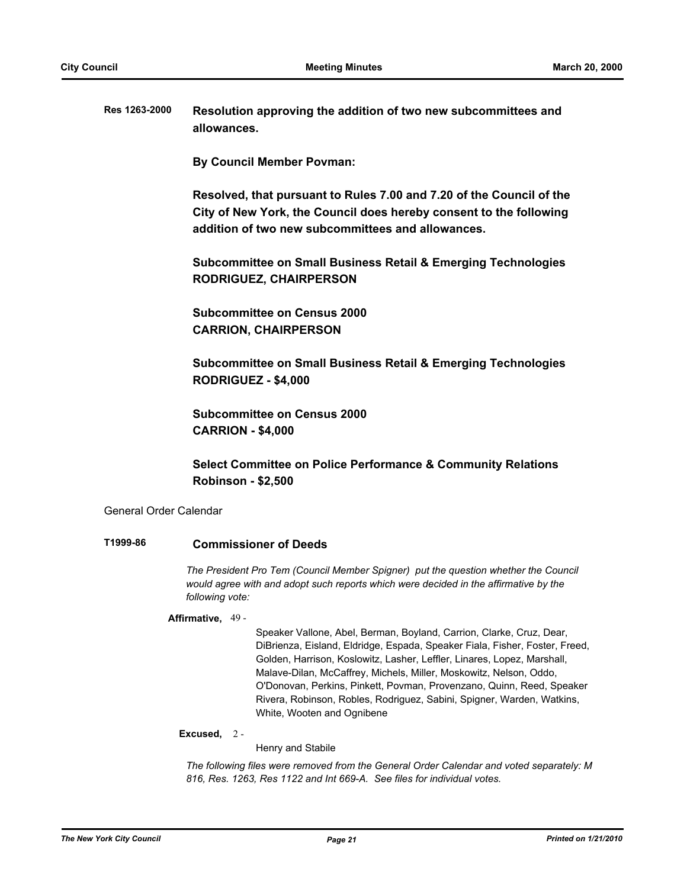**Res 1263-2000** **Resolution approving the addition of two new subcommittees and allowances.**

**By Council Member Povman:**

**Resolved, that pursuant to Rules 7.00 and 7.20 of the Council of the City of New York, the Council does hereby consent to the following addition of two new subcommittees and allowances.**

**Subcommittee on Small Business Retail & Emerging Technologies**
**RODRIGUEZ, CHAIRPERSON**

**Subcommittee on Census 2000**
**CARRION, CHAIRPERSON**

**Subcommittee on Small Business Retail & Emerging Technologies**
**RODRIGUEZ - $4,000**

**Subcommittee on Census 2000**
**CARRION - $4,000**

**Select Committee on Police Performance & Community Relations**
**Robinson - $2,500**

General Order Calendar

**T1999-86** **Commissioner of Deeds**

*The President Pro Tem (Council Member Spigner) put the question whether the Council would agree with and adopt such reports which were decided in the affirmative by the following vote:*

**Affirmative,** 49 - Speaker Vallone, Abel, Berman, Boyland, Carrion, Clarke, Cruz, Dear, DiBrienza, Eisland, Eldridge, Espada, Speaker Fiala, Fisher, Foster, Freed, Golden, Harrison, Koslowitz, Lasher, Leffler, Linares, Lopez, Marshall, Malave-Dilan, McCaffrey, Michels, Miller, Moskowitz, Nelson, Oddo, O'Donovan, Perkins, Pinkett, Povman, Provenzano, Quinn, Reed, Speaker Rivera, Robinson, Robles, Rodriguez, Sabini, Spigner, Warden, Watkins, White, Wooten and Ognibene

**Excused,** 2 - Henry and Stabile

*The following files were removed from the General Order Calendar and voted separately: M 816, Res. 1263, Res 1122 and Int 669-A. See files for individual votes.*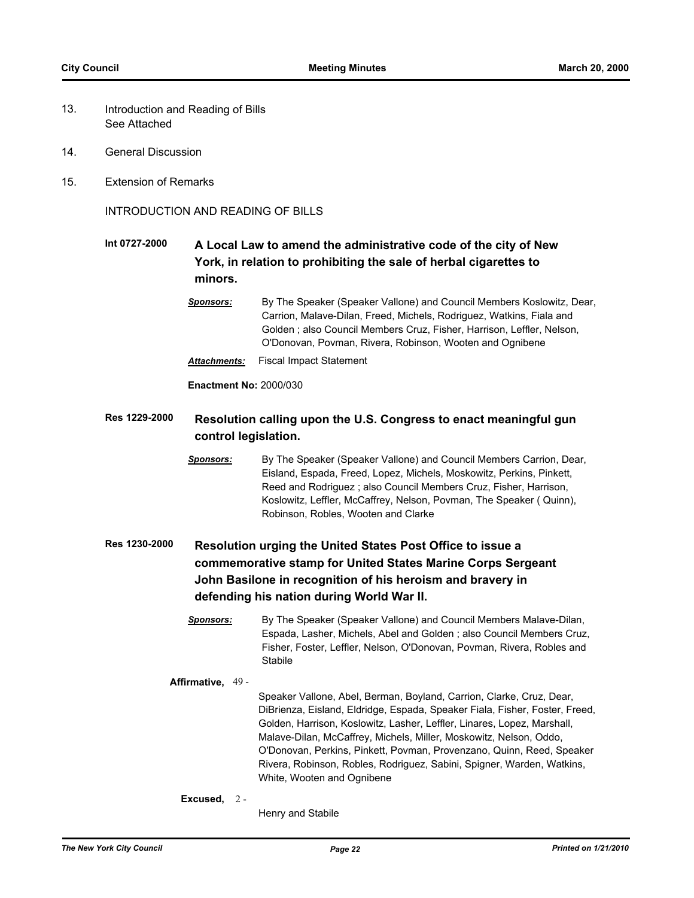13. Introduction and Reading of Bills
    See Attached

14. General Discussion

15. Extension of Remarks

INTRODUCTION AND READING OF BILLS

**Int 0727-2000** **A Local Law to amend the administrative code of the city of New York, in relation to prohibiting the sale of herbal cigarettes to minors.**

***Sponsors:*** By The Speaker (Speaker Vallone) and Council Members Koslowitz, Dear, Carrion, Malave-Dilan, Freed, Michels, Rodriguez, Watkins, Fiala and Golden ; also Council Members Cruz, Fisher, Harrison, Leffler, Nelson, O'Donovan, Povman, Rivera, Robinson, Wooten and Ognibene

***Attachments:*** Fiscal Impact Statement

**Enactment No:** 2000/030

**Res 1229-2000** **Resolution calling upon the U.S. Congress to enact meaningful gun control legislation.**

***Sponsors:*** By The Speaker (Speaker Vallone) and Council Members Carrion, Dear, Eisland, Espada, Freed, Lopez, Michels, Moskowitz, Perkins, Pinkett, Reed and Rodriguez ; also Council Members Cruz, Fisher, Harrison, Koslowitz, Leffler, McCaffrey, Nelson, Povman, The Speaker ( Quinn), Robinson, Robles, Wooten and Clarke

**Res 1230-2000** **Resolution urging the United States Post Office to issue a commemorative stamp for United States Marine Corps Sergeant John Basilone in recognition of his heroism and bravery in defending his nation during World War II.**

***Sponsors:*** By The Speaker (Speaker Vallone) and Council Members Malave-Dilan, Espada, Lasher, Michels, Abel and Golden ; also Council Members Cruz, Fisher, Foster, Leffler, Nelson, O'Donovan, Povman, Rivera, Robles and Stabile

**Affirmative,** 49 -

Speaker Vallone, Abel, Berman, Boyland, Carrion, Clarke, Cruz, Dear, DiBrienza, Eisland, Eldridge, Espada, Speaker Fiala, Fisher, Foster, Freed, Golden, Harrison, Koslowitz, Lasher, Leffler, Linares, Lopez, Marshall, Malave-Dilan, McCaffrey, Michels, Miller, Moskowitz, Nelson, Oddo, O'Donovan, Perkins, Pinkett, Povman, Provenzano, Quinn, Reed, Speaker Rivera, Robinson, Robles, Rodriguez, Sabini, Spigner, Warden, Watkins, White, Wooten and Ognibene

**Excused,** 2 -

Henry and Stabile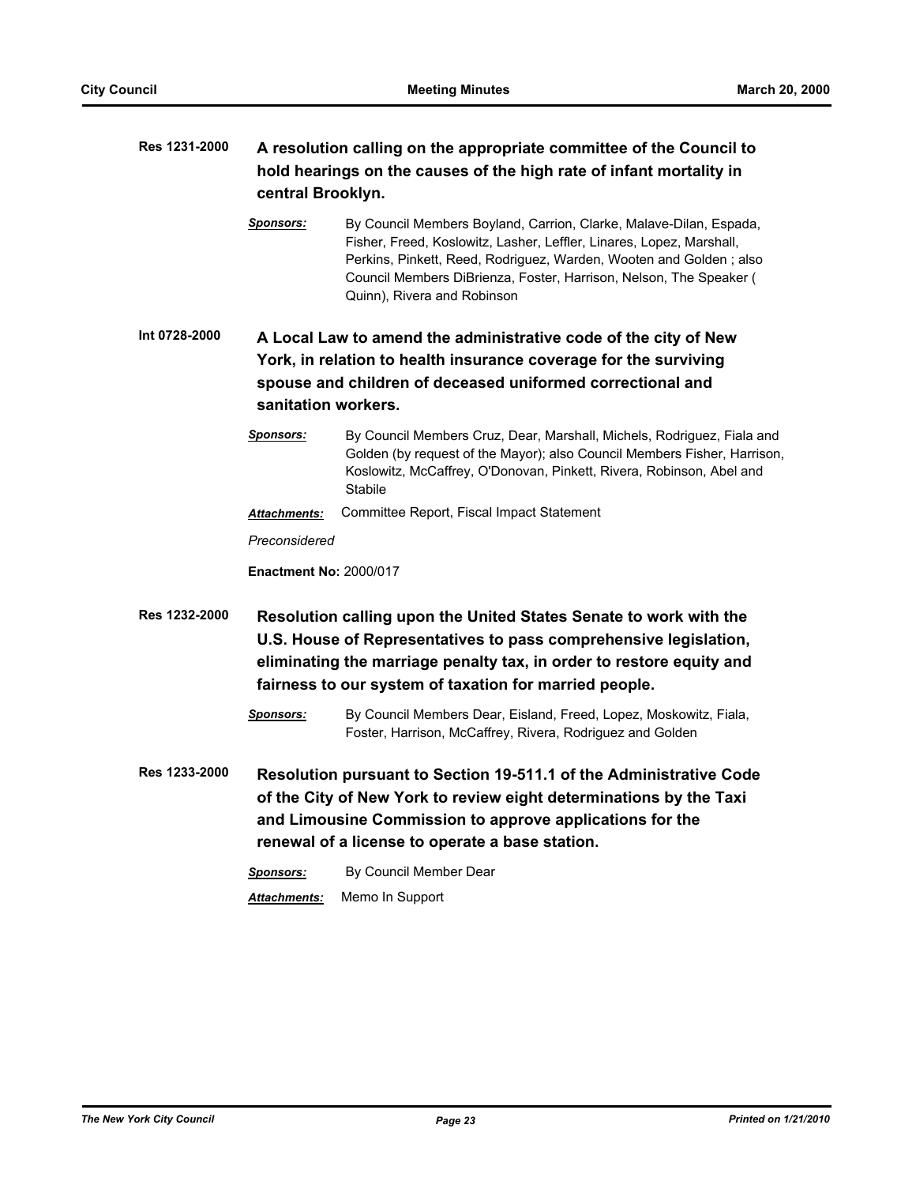**Res 1231-2000** **A resolution calling on the appropriate committee of the Council to hold hearings on the causes of the high rate of infant mortality in central Brooklyn.**

***Sponsors:*** By Council Members Boyland, Carrion, Clarke, Malave-Dilan, Espada, Fisher, Freed, Koslowitz, Lasher, Leffler, Linares, Lopez, Marshall, Perkins, Pinkett, Reed, Rodriguez, Warden, Wooten and Golden ; also Council Members DiBrienza, Foster, Harrison, Nelson, The Speaker ( Quinn), Rivera and Robinson

**Int 0728-2000** **A Local Law to amend the administrative code of the city of New York, in relation to health insurance coverage for the surviving spouse and children of deceased uniformed correctional and sanitation workers.**

***Sponsors:*** By Council Members Cruz, Dear, Marshall, Michels, Rodriguez, Fiala and Golden (by request of the Mayor); also Council Members Fisher, Harrison, Koslowitz, McCaffrey, O'Donovan, Pinkett, Rivera, Robinson, Abel and Stabile

***Attachments:*** Committee Report, Fiscal Impact Statement

*Preconsidered*

**Enactment No:** 2000/017

**Res 1232-2000** **Resolution calling upon the United States Senate to work with the U.S. House of Representatives to pass comprehensive legislation, eliminating the marriage penalty tax, in order to restore equity and fairness to our system of taxation for married people.**

***Sponsors:*** By Council Members Dear, Eisland, Freed, Lopez, Moskowitz, Fiala, Foster, Harrison, McCaffrey, Rivera, Rodriguez and Golden

**Res 1233-2000** **Resolution pursuant to Section 19-511.1 of the Administrative Code of the City of New York to review eight determinations by the Taxi and Limousine Commission to approve applications for the renewal of a license to operate a base station.**

***Sponsors:*** By Council Member Dear

***Attachments:*** Memo In Support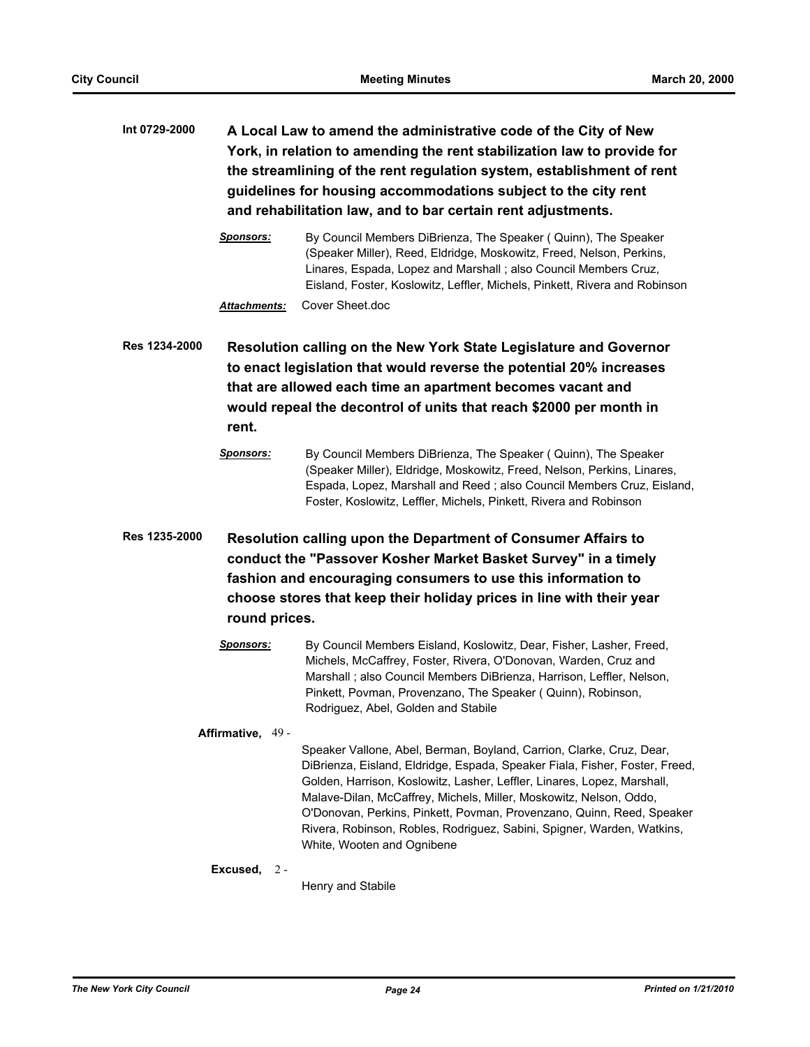**Int 0729-2000** **A Local Law to amend the administrative code of the City of New York, in relation to amending the rent stabilization law to provide for the streamlining of the rent regulation system, establishment of rent guidelines for housing accommodations subject to the city rent and rehabilitation law, and to bar certain rent adjustments.**

***Sponsors:*** By Council Members DiBrienza, The Speaker ( Quinn), The Speaker (Speaker Miller), Reed, Eldridge, Moskowitz, Freed, Nelson, Perkins, Linares, Espada, Lopez and Marshall ; also Council Members Cruz, Eisland, Foster, Koslowitz, Leffler, Michels, Pinkett, Rivera and Robinson

***Attachments:*** Cover Sheet.doc

**Res 1234-2000** **Resolution calling on the New York State Legislature and Governor to enact legislation that would reverse the potential 20% increases that are allowed each time an apartment becomes vacant and would repeal the decontrol of units that reach $2000 per month in rent.**

***Sponsors:*** By Council Members DiBrienza, The Speaker ( Quinn), The Speaker (Speaker Miller), Eldridge, Moskowitz, Freed, Nelson, Perkins, Linares, Espada, Lopez, Marshall and Reed ; also Council Members Cruz, Eisland, Foster, Koslowitz, Leffler, Michels, Pinkett, Rivera and Robinson

**Res 1235-2000** **Resolution calling upon the Department of Consumer Affairs to conduct the "Passover Kosher Market Basket Survey" in a timely fashion and encouraging consumers to use this information to choose stores that keep their holiday prices in line with their year round prices.**

***Sponsors:*** By Council Members Eisland, Koslowitz, Dear, Fisher, Lasher, Freed, Michels, McCaffrey, Foster, Rivera, O'Donovan, Warden, Cruz and Marshall ; also Council Members DiBrienza, Harrison, Leffler, Nelson, Pinkett, Povman, Provenzano, The Speaker ( Quinn), Robinson, Rodriguez, Abel, Golden and Stabile

**Affirmative,** 49 - Speaker Vallone, Abel, Berman, Boyland, Carrion, Clarke, Cruz, Dear, DiBrienza, Eisland, Eldridge, Espada, Speaker Fiala, Fisher, Foster, Freed, Golden, Harrison, Koslowitz, Lasher, Leffler, Linares, Lopez, Marshall, Malave-Dilan, McCaffrey, Michels, Miller, Moskowitz, Nelson, Oddo, O'Donovan, Perkins, Pinkett, Povman, Provenzano, Quinn, Reed, Speaker Rivera, Robinson, Robles, Rodriguez, Sabini, Spigner, Warden, Watkins, White, Wooten and Ognibene

**Excused,** 2 - Henry and Stabile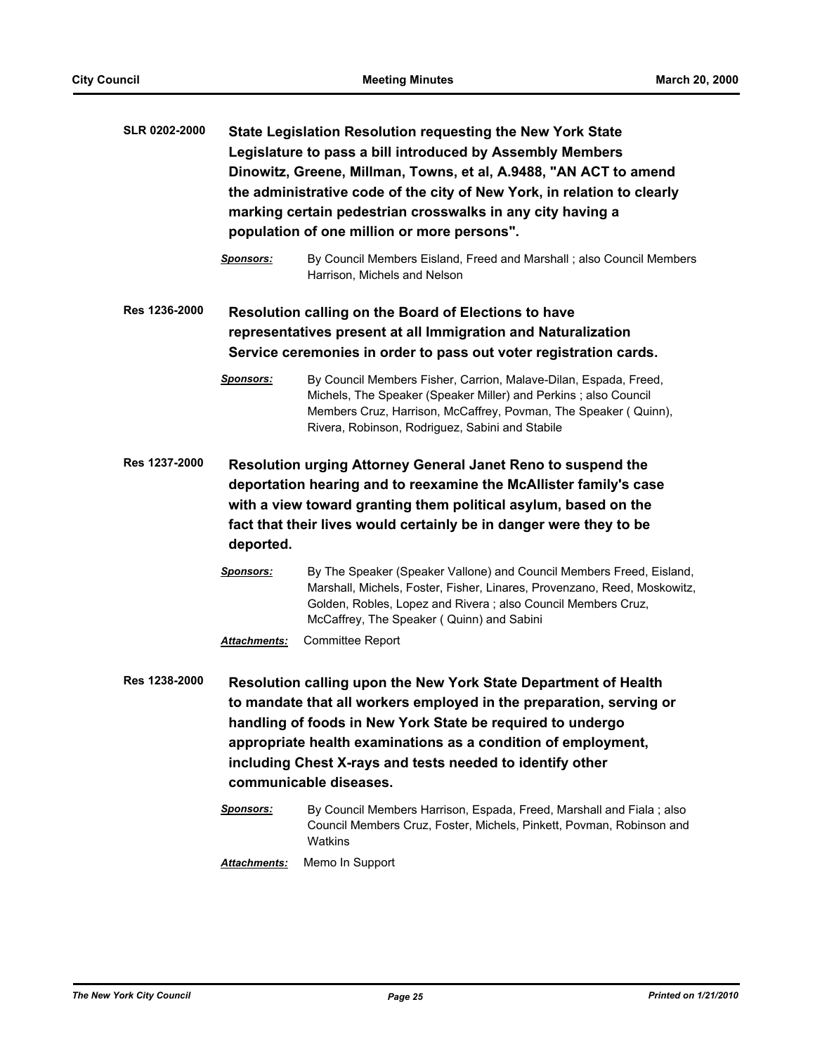**SLR 0202-2000** **State Legislation Resolution requesting the New York State Legislature to pass a bill introduced by Assembly Members Dinowitz, Greene, Millman, Towns, et al, A.9488, "AN ACT to amend the administrative code of the city of New York, in relation to clearly marking certain pedestrian crosswalks in any city having a population of one million or more persons".**

***Sponsors:*** By Council Members Eisland, Freed and Marshall ; also Council Members Harrison, Michels and Nelson

**Res 1236-2000** **Resolution calling on the Board of Elections to have representatives present at all Immigration and Naturalization Service ceremonies in order to pass out voter registration cards.**

***Sponsors:*** By Council Members Fisher, Carrion, Malave-Dilan, Espada, Freed, Michels, The Speaker (Speaker Miller) and Perkins ; also Council Members Cruz, Harrison, McCaffrey, Povman, The Speaker ( Quinn), Rivera, Robinson, Rodriguez, Sabini and Stabile

**Res 1237-2000** **Resolution urging Attorney General Janet Reno to suspend the deportation hearing and to reexamine the McAllister family's case with a view toward granting them political asylum, based on the fact that their lives would certainly be in danger were they to be deported.**

***Sponsors:*** By The Speaker (Speaker Vallone) and Council Members Freed, Eisland, Marshall, Michels, Foster, Fisher, Linares, Provenzano, Reed, Moskowitz, Golden, Robles, Lopez and Rivera ; also Council Members Cruz, McCaffrey, The Speaker ( Quinn) and Sabini

***Attachments:*** Committee Report

**Res 1238-2000** **Resolution calling upon the New York State Department of Health to mandate that all workers employed in the preparation, serving or handling of foods in New York State be required to undergo appropriate health examinations as a condition of employment, including Chest X-rays and tests needed to identify other communicable diseases.**

***Sponsors:*** By Council Members Harrison, Espada, Freed, Marshall and Fiala ; also Council Members Cruz, Foster, Michels, Pinkett, Povman, Robinson and Watkins

***Attachments:*** Memo In Support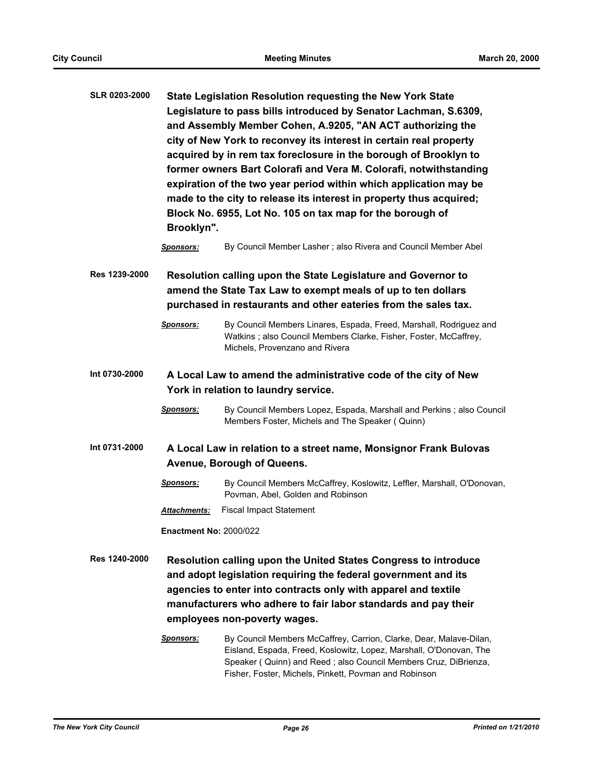**SLR 0203-2000** **State Legislation Resolution requesting the New York State Legislature to pass bills introduced by Senator Lachman, S.6309, and Assembly Member Cohen, A.9205, "AN ACT authorizing the city of New York to reconvey its interest in certain real property acquired by in rem tax foreclosure in the borough of Brooklyn to former owners Bart Colorafi and Vera M. Colorafi, notwithstanding expiration of the two year period within which application may be made to the city to release its interest in property thus acquired; Block No. 6955, Lot No. 105 on tax map for the borough of Brooklyn".**

***Sponsors:*** By Council Member Lasher ; also Rivera and Council Member Abel

**Res 1239-2000** **Resolution calling upon the State Legislature and Governor to amend the State Tax Law to exempt meals of up to ten dollars purchased in restaurants and other eateries from the sales tax.**

***Sponsors:*** By Council Members Linares, Espada, Freed, Marshall, Rodriguez and Watkins ; also Council Members Clarke, Fisher, Foster, McCaffrey, Michels, Provenzano and Rivera

**Int 0730-2000** **A Local Law to amend the administrative code of the city of New York in relation to laundry service.**

***Sponsors:*** By Council Members Lopez, Espada, Marshall and Perkins ; also Council Members Foster, Michels and The Speaker ( Quinn)

**Int 0731-2000** **A Local Law in relation to a street name, Monsignor Frank Bulovas Avenue, Borough of Queens.**

***Sponsors:*** By Council Members McCaffrey, Koslowitz, Leffler, Marshall, O'Donovan, Povman, Abel, Golden and Robinson

***Attachments:*** Fiscal Impact Statement

**Enactment No:** 2000/022

**Res 1240-2000** **Resolution calling upon the United States Congress to introduce and adopt legislation requiring the federal government and its agencies to enter into contracts only with apparel and textile manufacturers who adhere to fair labor standards and pay their employees non-poverty wages.**

***Sponsors:*** By Council Members McCaffrey, Carrion, Clarke, Dear, Malave-Dilan, Eisland, Espada, Freed, Koslowitz, Lopez, Marshall, O'Donovan, The Speaker ( Quinn) and Reed ; also Council Members Cruz, DiBrienza, Fisher, Foster, Michels, Pinkett, Povman and Robinson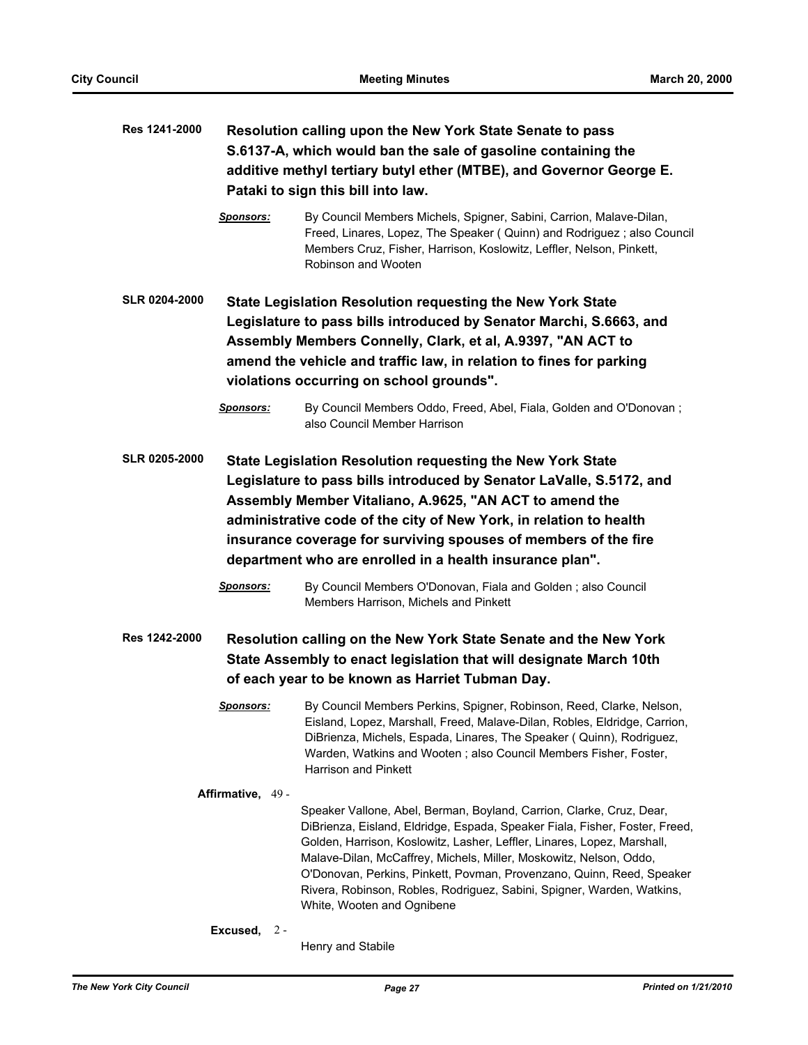**Res 1241-2000** **Resolution calling upon the New York State Senate to pass S.6137-A, which would ban the sale of gasoline containing the additive methyl tertiary butyl ether (MTBE), and Governor George E. Pataki to sign this bill into law.**

***Sponsors:*** By Council Members Michels, Spigner, Sabini, Carrion, Malave-Dilan, Freed, Linares, Lopez, The Speaker ( Quinn) and Rodriguez ; also Council Members Cruz, Fisher, Harrison, Koslowitz, Leffler, Nelson, Pinkett, Robinson and Wooten

**SLR 0204-2000** **State Legislation Resolution requesting the New York State Legislature to pass bills introduced by Senator Marchi, S.6663, and Assembly Members Connelly, Clark, et al, A.9397, "AN ACT to amend the vehicle and traffic law, in relation to fines for parking violations occurring on school grounds".**

***Sponsors:*** By Council Members Oddo, Freed, Abel, Fiala, Golden and O'Donovan ; also Council Member Harrison

**SLR 0205-2000** **State Legislation Resolution requesting the New York State Legislature to pass bills introduced by Senator LaValle, S.5172, and Assembly Member Vitaliano, A.9625, "AN ACT to amend the administrative code of the city of New York, in relation to health insurance coverage for surviving spouses of members of the fire department who are enrolled in a health insurance plan".**

***Sponsors:*** By Council Members O'Donovan, Fiala and Golden ; also Council Members Harrison, Michels and Pinkett

**Res 1242-2000** **Resolution calling on the New York State Senate and the New York State Assembly to enact legislation that will designate March 10th of each year to be known as Harriet Tubman Day.**

***Sponsors:*** By Council Members Perkins, Spigner, Robinson, Reed, Clarke, Nelson, Eisland, Lopez, Marshall, Freed, Malave-Dilan, Robles, Eldridge, Carrion, DiBrienza, Michels, Espada, Linares, The Speaker ( Quinn), Rodriguez, Warden, Watkins and Wooten ; also Council Members Fisher, Foster, Harrison and Pinkett

**Affirmative,** 49 - Speaker Vallone, Abel, Berman, Boyland, Carrion, Clarke, Cruz, Dear, DiBrienza, Eisland, Eldridge, Espada, Speaker Fiala, Fisher, Foster, Freed, Golden, Harrison, Koslowitz, Lasher, Leffler, Linares, Lopez, Marshall, Malave-Dilan, McCaffrey, Michels, Miller, Moskowitz, Nelson, Oddo, O'Donovan, Perkins, Pinkett, Povman, Provenzano, Quinn, Reed, Speaker Rivera, Robinson, Robles, Rodriguez, Sabini, Spigner, Warden, Watkins, White, Wooten and Ognibene

**Excused,** 2 - Henry and Stabile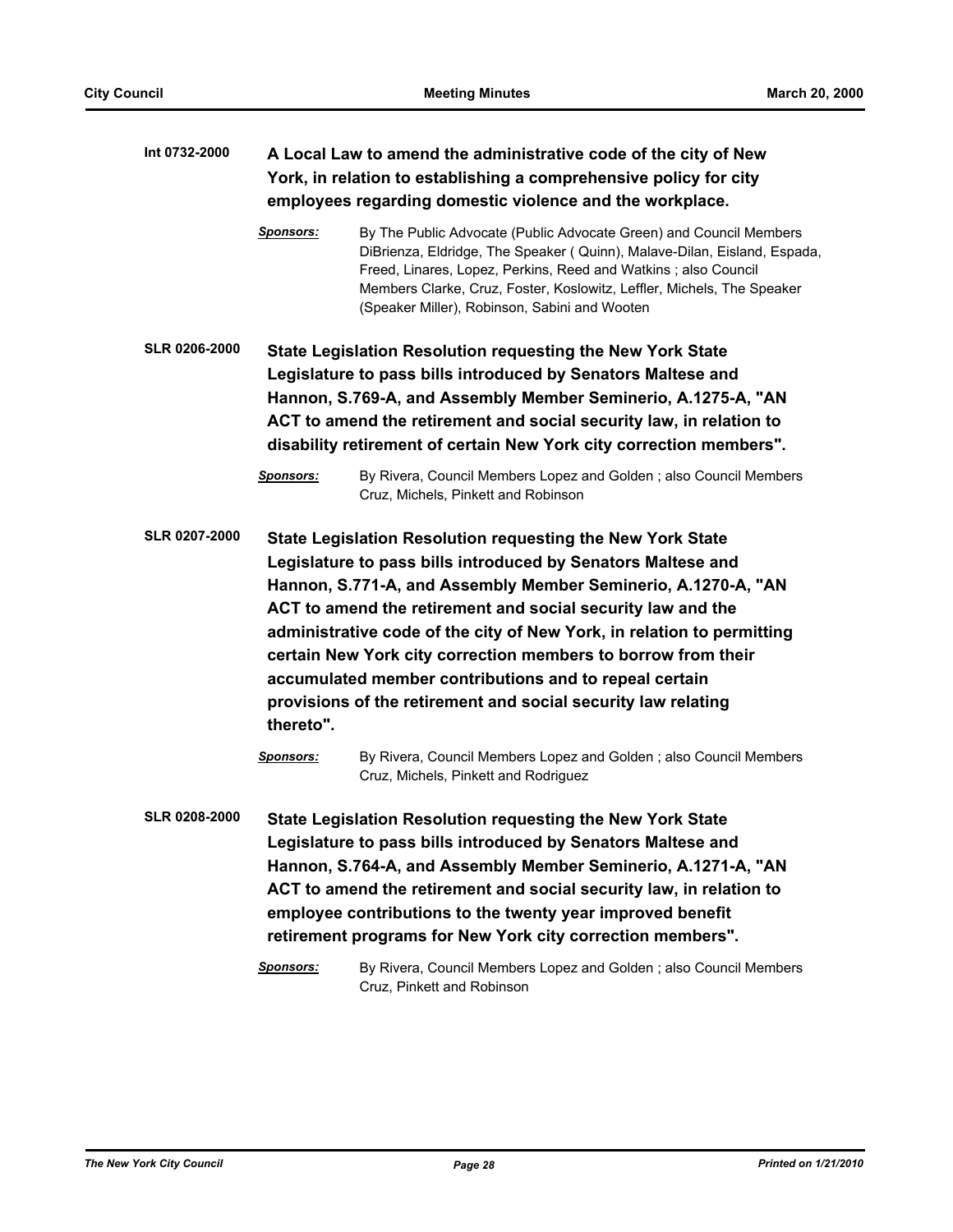**Int 0732-2000** **A Local Law to amend the administrative code of the city of New York, in relation to establishing a comprehensive policy for city employees regarding domestic violence and the workplace.**

*Sponsors:* By The Public Advocate (Public Advocate Green) and Council Members DiBrienza, Eldridge, The Speaker ( Quinn), Malave-Dilan, Eisland, Espada, Freed, Linares, Lopez, Perkins, Reed and Watkins ; also Council Members Clarke, Cruz, Foster, Koslowitz, Leffler, Michels, The Speaker (Speaker Miller), Robinson, Sabini and Wooten

**SLR 0206-2000** **State Legislation Resolution requesting the New York State Legislature to pass bills introduced by Senators Maltese and Hannon, S.769-A, and Assembly Member Seminerio, A.1275-A, "AN ACT to amend the retirement and social security law, in relation to disability retirement of certain New York city correction members".**

*Sponsors:* By Rivera, Council Members Lopez and Golden ; also Council Members Cruz, Michels, Pinkett and Robinson

**SLR 0207-2000** **State Legislation Resolution requesting the New York State Legislature to pass bills introduced by Senators Maltese and Hannon, S.771-A, and Assembly Member Seminerio, A.1270-A, "AN ACT to amend the retirement and social security law and the administrative code of the city of New York, in relation to permitting certain New York city correction members to borrow from their accumulated member contributions and to repeal certain provisions of the retirement and social security law relating thereto".**

*Sponsors:* By Rivera, Council Members Lopez and Golden ; also Council Members Cruz, Michels, Pinkett and Rodriguez

**SLR 0208-2000** **State Legislation Resolution requesting the New York State Legislature to pass bills introduced by Senators Maltese and Hannon, S.764-A, and Assembly Member Seminerio, A.1271-A, "AN ACT to amend the retirement and social security law, in relation to employee contributions to the twenty year improved benefit retirement programs for New York city correction members".**

*Sponsors:* By Rivera, Council Members Lopez and Golden ; also Council Members Cruz, Pinkett and Robinson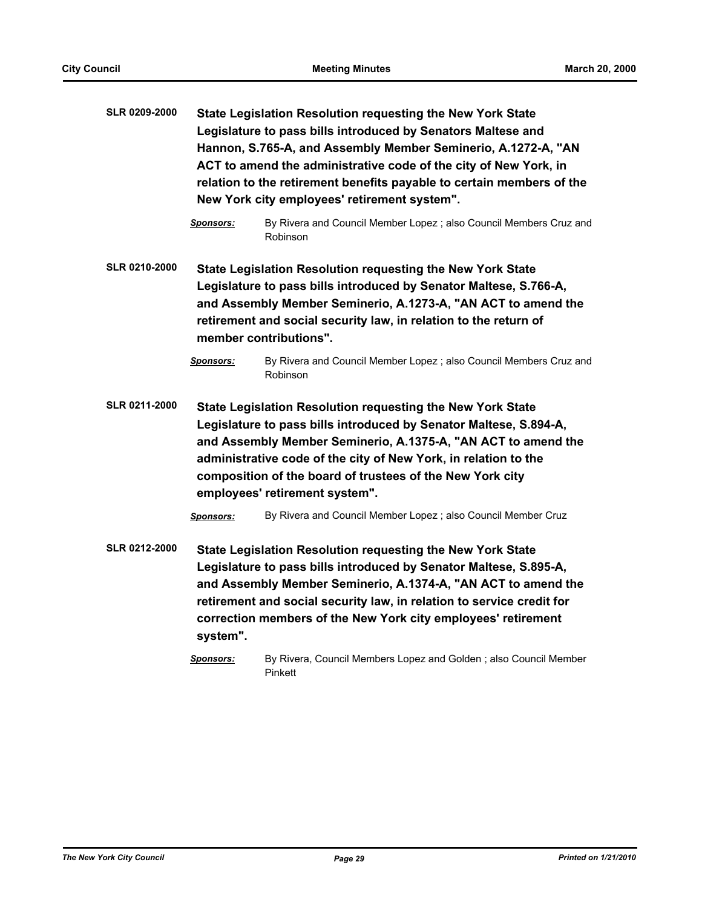**SLR 0209-2000** **State Legislation Resolution requesting the New York State Legislature to pass bills introduced by Senators Maltese and Hannon, S.765-A, and Assembly Member Seminerio, A.1272-A, "AN ACT to amend the administrative code of the city of New York, in relation to the retirement benefits payable to certain members of the New York city employees' retirement system".**

*Sponsors:* By Rivera and Council Member Lopez ; also Council Members Cruz and Robinson

**SLR 0210-2000** **State Legislation Resolution requesting the New York State Legislature to pass bills introduced by Senator Maltese, S.766-A, and Assembly Member Seminerio, A.1273-A, "AN ACT to amend the retirement and social security law, in relation to the return of member contributions".**

*Sponsors:* By Rivera and Council Member Lopez ; also Council Members Cruz and Robinson

**SLR 0211-2000** **State Legislation Resolution requesting the New York State Legislature to pass bills introduced by Senator Maltese, S.894-A, and Assembly Member Seminerio, A.1375-A, "AN ACT to amend the administrative code of the city of New York, in relation to the composition of the board of trustees of the New York city employees' retirement system".**

*Sponsors:* By Rivera and Council Member Lopez ; also Council Member Cruz

**SLR 0212-2000** **State Legislation Resolution requesting the New York State Legislature to pass bills introduced by Senator Maltese, S.895-A, and Assembly Member Seminerio, A.1374-A, "AN ACT to amend the retirement and social security law, in relation to service credit for correction members of the New York city employees' retirement system".**

*Sponsors:* By Rivera, Council Members Lopez and Golden ; also Council Member Pinkett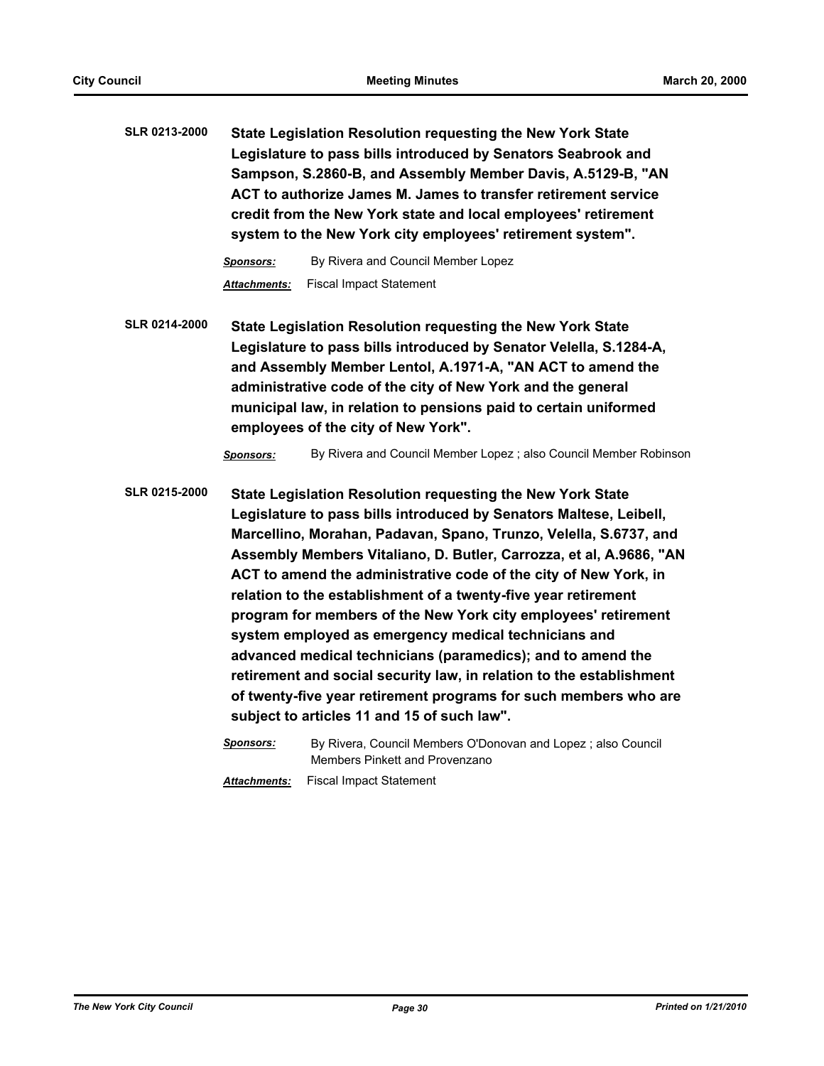**SLR 0213-2000** **State Legislation Resolution requesting the New York State Legislature to pass bills introduced by Senators Seabrook and Sampson, S.2860-B, and Assembly Member Davis, A.5129-B, "AN ACT to authorize James M. James to transfer retirement service credit from the New York state and local employees' retirement system to the New York city employees' retirement system".**

***Sponsors:*** By Rivera and Council Member Lopez

***Attachments:*** Fiscal Impact Statement

**SLR 0214-2000** **State Legislation Resolution requesting the New York State Legislature to pass bills introduced by Senator Velella, S.1284-A, and Assembly Member Lentol, A.1971-A, "AN ACT to amend the administrative code of the city of New York and the general municipal law, in relation to pensions paid to certain uniformed employees of the city of New York".**

***Sponsors:*** By Rivera and Council Member Lopez ; also Council Member Robinson

**SLR 0215-2000** **State Legislation Resolution requesting the New York State Legislature to pass bills introduced by Senators Maltese, Leibell, Marcellino, Morahan, Padavan, Spano, Trunzo, Velella, S.6737, and Assembly Members Vitaliano, D. Butler, Carrozza, et al, A.9686, "AN ACT to amend the administrative code of the city of New York, in relation to the establishment of a twenty-five year retirement program for members of the New York city employees' retirement system employed as emergency medical technicians and advanced medical technicians (paramedics); and to amend the retirement and social security law, in relation to the establishment of twenty-five year retirement programs for such members who are subject to articles 11 and 15 of such law".**

***Sponsors:*** By Rivera, Council Members O'Donovan and Lopez ; also Council Members Pinkett and Provenzano

***Attachments:*** Fiscal Impact Statement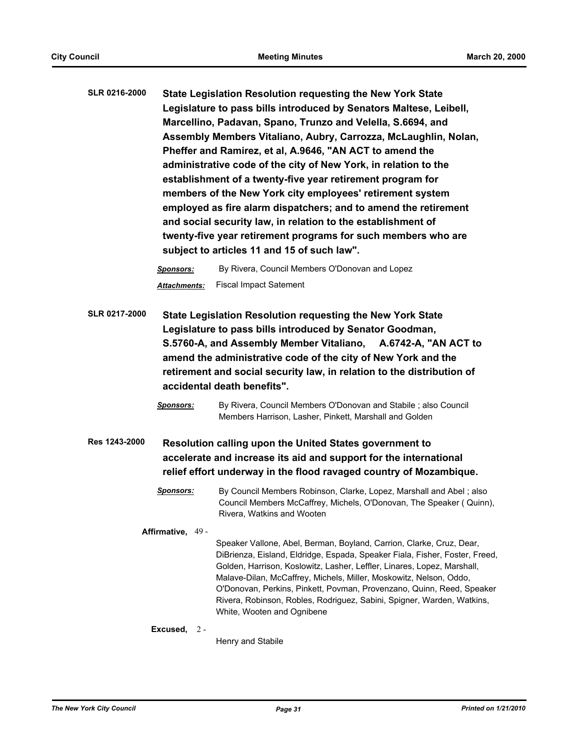**SLR 0216-2000** **State Legislation Resolution requesting the New York State Legislature to pass bills introduced by Senators Maltese, Leibell, Marcellino, Padavan, Spano, Trunzo and Velella, S.6694, and Assembly Members Vitaliano, Aubry, Carrozza, McLaughlin, Nolan, Pheffer and Ramirez, et al, A.9646, "AN ACT to amend the administrative code of the city of New York, in relation to the establishment of a twenty-five year retirement program for members of the New York city employees' retirement system employed as fire alarm dispatchers; and to amend the retirement and social security law, in relation to the establishment of twenty-five year retirement programs for such members who are subject to articles 11 and 15 of such law".**

***Sponsors:*** By Rivera, Council Members O'Donovan and Lopez

***Attachments:*** Fiscal Impact Satement

**SLR 0217-2000** **State Legislation Resolution requesting the New York State Legislature to pass bills introduced by Senator Goodman, S.5760-A, and Assembly Member Vitaliano, A.6742-A, "AN ACT to amend the administrative code of the city of New York and the retirement and social security law, in relation to the distribution of accidental death benefits".**

***Sponsors:*** By Rivera, Council Members O'Donovan and Stabile ; also Council Members Harrison, Lasher, Pinkett, Marshall and Golden

**Res 1243-2000** **Resolution calling upon the United States government to accelerate and increase its aid and support for the international relief effort underway in the flood ravaged country of Mozambique.**

***Sponsors:*** By Council Members Robinson, Clarke, Lopez, Marshall and Abel ; also Council Members McCaffrey, Michels, O'Donovan, The Speaker ( Quinn), Rivera, Watkins and Wooten

**Affirmative,** 49 -

Speaker Vallone, Abel, Berman, Boyland, Carrion, Clarke, Cruz, Dear, DiBrienza, Eisland, Eldridge, Espada, Speaker Fiala, Fisher, Foster, Freed, Golden, Harrison, Koslowitz, Lasher, Leffler, Linares, Lopez, Marshall, Malave-Dilan, McCaffrey, Michels, Miller, Moskowitz, Nelson, Oddo, O'Donovan, Perkins, Pinkett, Povman, Provenzano, Quinn, Reed, Speaker Rivera, Robinson, Robles, Rodriguez, Sabini, Spigner, Warden, Watkins, White, Wooten and Ognibene

**Excused,** 2 -

Henry and Stabile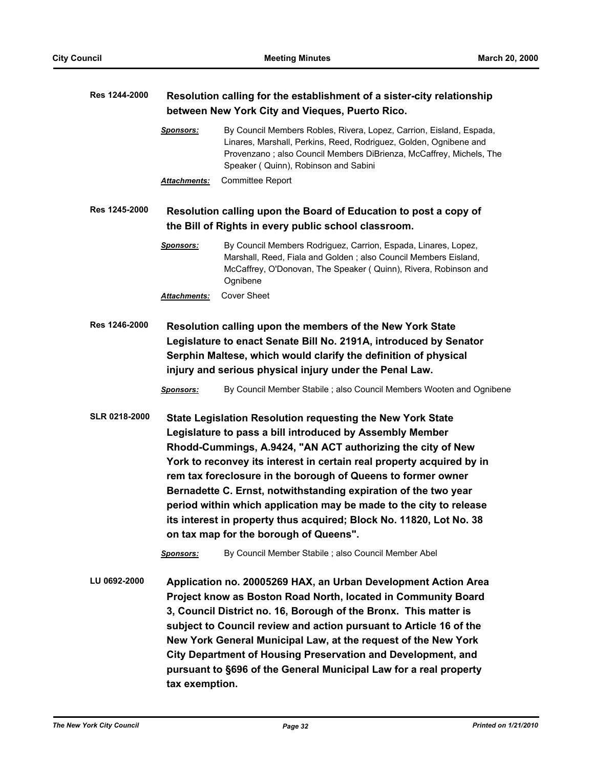**Res 1244-2000** **Resolution calling for the establishment of a sister-city relationship between New York City and Vieques, Puerto Rico.**

*Sponsors:* By Council Members Robles, Rivera, Lopez, Carrion, Eisland, Espada, Linares, Marshall, Perkins, Reed, Rodriguez, Golden, Ognibene and Provenzano ; also Council Members DiBrienza, McCaffrey, Michels, The Speaker ( Quinn), Robinson and Sabini

*Attachments:* Committee Report

**Res 1245-2000** **Resolution calling upon the Board of Education to post a copy of the Bill of Rights in every public school classroom.**

*Sponsors:* By Council Members Rodriguez, Carrion, Espada, Linares, Lopez, Marshall, Reed, Fiala and Golden ; also Council Members Eisland, McCaffrey, O'Donovan, The Speaker ( Quinn), Rivera, Robinson and Ognibene

*Attachments:* Cover Sheet

**Res 1246-2000** **Resolution calling upon the members of the New York State Legislature to enact Senate Bill No. 2191A, introduced by Senator Serphin Maltese, which would clarify the definition of physical injury and serious physical injury under the Penal Law.**

*Sponsors:* By Council Member Stabile ; also Council Members Wooten and Ognibene

**SLR 0218-2000** **State Legislation Resolution requesting the New York State Legislature to pass a bill introduced by Assembly Member Rhodd-Cummings, A.9424, "AN ACT authorizing the city of New York to reconvey its interest in certain real property acquired by in rem tax foreclosure in the borough of Queens to former owner Bernadette C. Ernst, notwithstanding expiration of the two year period within which application may be made to the city to release its interest in property thus acquired; Block No. 11820, Lot No. 38 on tax map for the borough of Queens".**

*Sponsors:* By Council Member Stabile ; also Council Member Abel

**LU 0692-2000** **Application no. 20005269 HAX, an Urban Development Action Area Project know as Boston Road North, located in Community Board 3, Council District no. 16, Borough of the Bronx. This matter is subject to Council review and action pursuant to Article 16 of the New York General Municipal Law, at the request of the New York City Department of Housing Preservation and Development, and pursuant to §696 of the General Municipal Law for a real property tax exemption.**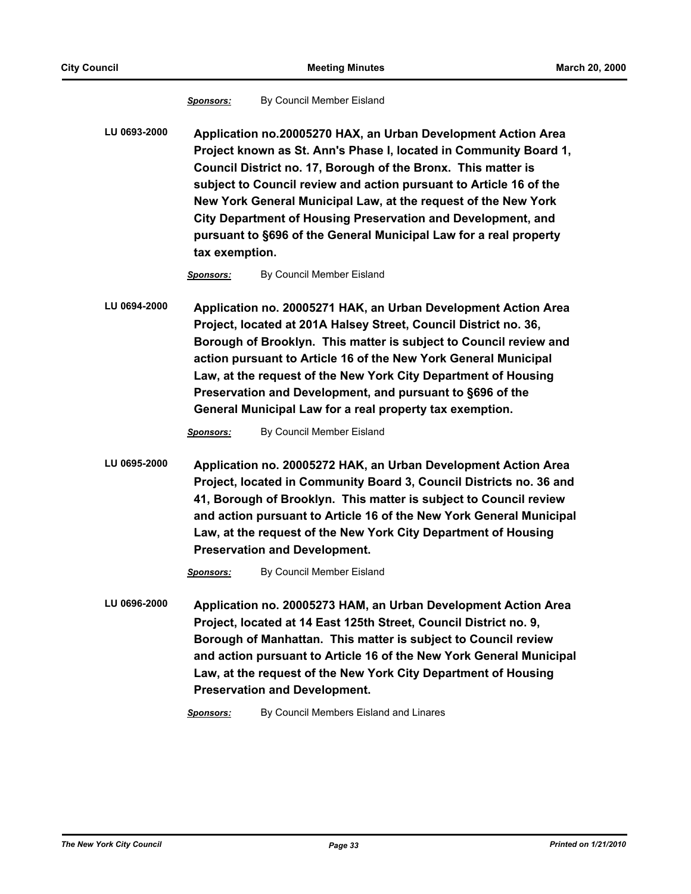***Sponsors:*** By Council Member Eisland

**LU 0693-2000** **Application no.20005270 HAX, an Urban Development Action Area Project known as St. Ann's Phase I, located in Community Board 1, Council District no. 17, Borough of the Bronx. This matter is subject to Council review and action pursuant to Article 16 of the New York General Municipal Law, at the request of the New York City Department of Housing Preservation and Development, and pursuant to §696 of the General Municipal Law for a real property tax exemption.**

***Sponsors:*** By Council Member Eisland

**LU 0694-2000** **Application no. 20005271 HAK, an Urban Development Action Area Project, located at 201A Halsey Street, Council District no. 36, Borough of Brooklyn. This matter is subject to Council review and action pursuant to Article 16 of the New York General Municipal Law, at the request of the New York City Department of Housing Preservation and Development, and pursuant to §696 of the General Municipal Law for a real property tax exemption.**

***Sponsors:*** By Council Member Eisland

**LU 0695-2000** **Application no. 20005272 HAK, an Urban Development Action Area Project, located in Community Board 3, Council Districts no. 36 and 41, Borough of Brooklyn. This matter is subject to Council review and action pursuant to Article 16 of the New York General Municipal Law, at the request of the New York City Department of Housing Preservation and Development.**

***Sponsors:*** By Council Member Eisland

**LU 0696-2000** **Application no. 20005273 HAM, an Urban Development Action Area Project, located at 14 East 125th Street, Council District no. 9, Borough of Manhattan. This matter is subject to Council review and action pursuant to Article 16 of the New York General Municipal Law, at the request of the New York City Department of Housing Preservation and Development.**

***Sponsors:*** By Council Members Eisland and Linares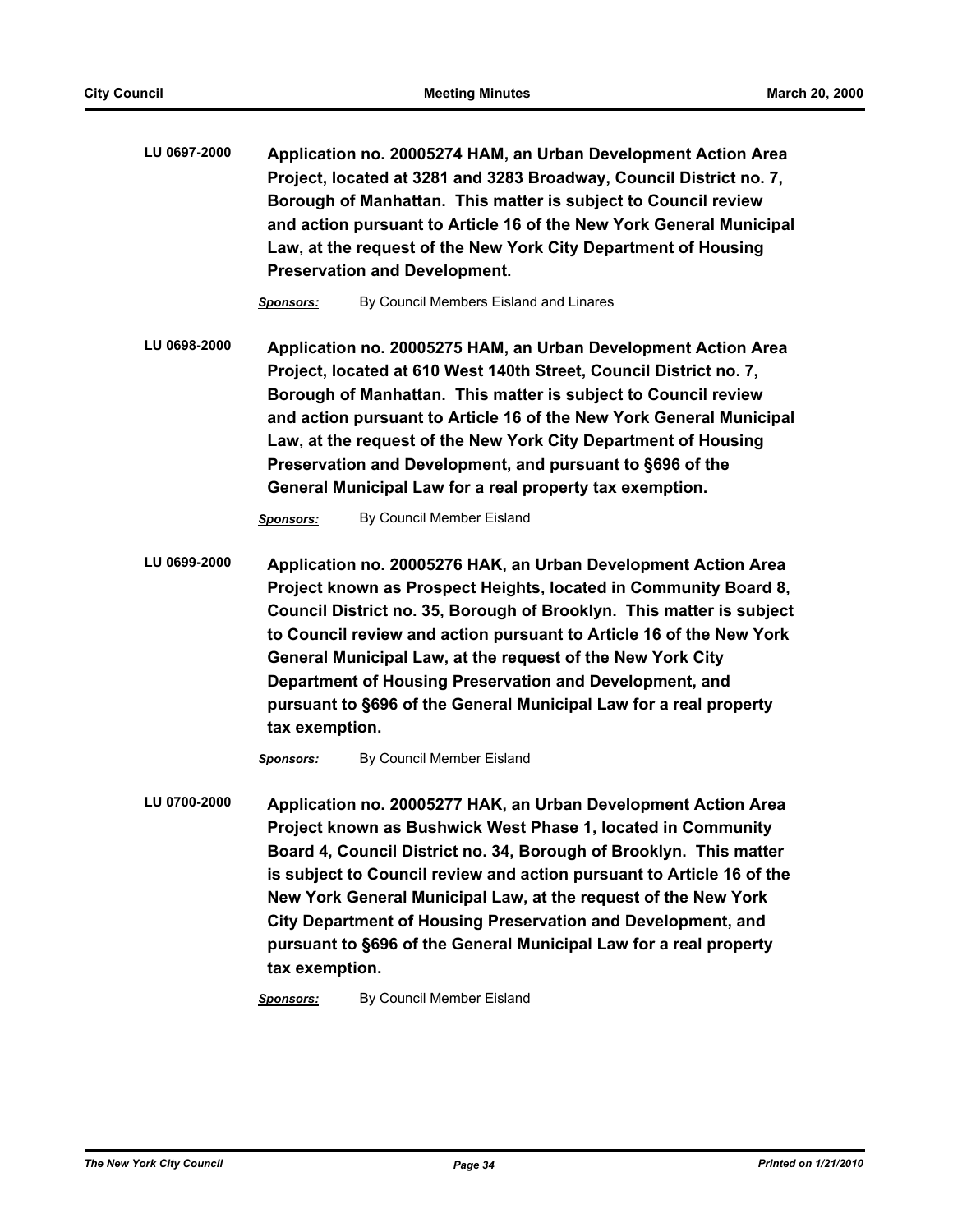**LU 0697-2000** **Application no. 20005274 HAM, an Urban Development Action Area Project, located at 3281 and 3283 Broadway, Council District no. 7, Borough of Manhattan. This matter is subject to Council review and action pursuant to Article 16 of the New York General Municipal Law, at the request of the New York City Department of Housing Preservation and Development.**

***Sponsors:*** By Council Members Eisland and Linares

**LU 0698-2000** **Application no. 20005275 HAM, an Urban Development Action Area Project, located at 610 West 140th Street, Council District no. 7, Borough of Manhattan. This matter is subject to Council review and action pursuant to Article 16 of the New York General Municipal Law, at the request of the New York City Department of Housing Preservation and Development, and pursuant to §696 of the General Municipal Law for a real property tax exemption.**

***Sponsors:*** By Council Member Eisland

**LU 0699-2000** **Application no. 20005276 HAK, an Urban Development Action Area Project known as Prospect Heights, located in Community Board 8, Council District no. 35, Borough of Brooklyn. This matter is subject to Council review and action pursuant to Article 16 of the New York General Municipal Law, at the request of the New York City Department of Housing Preservation and Development, and pursuant to §696 of the General Municipal Law for a real property tax exemption.**

***Sponsors:*** By Council Member Eisland

**LU 0700-2000** **Application no. 20005277 HAK, an Urban Development Action Area Project known as Bushwick West Phase 1, located in Community Board 4, Council District no. 34, Borough of Brooklyn. This matter is subject to Council review and action pursuant to Article 16 of the New York General Municipal Law, at the request of the New York City Department of Housing Preservation and Development, and pursuant to §696 of the General Municipal Law for a real property tax exemption.**

***Sponsors:*** By Council Member Eisland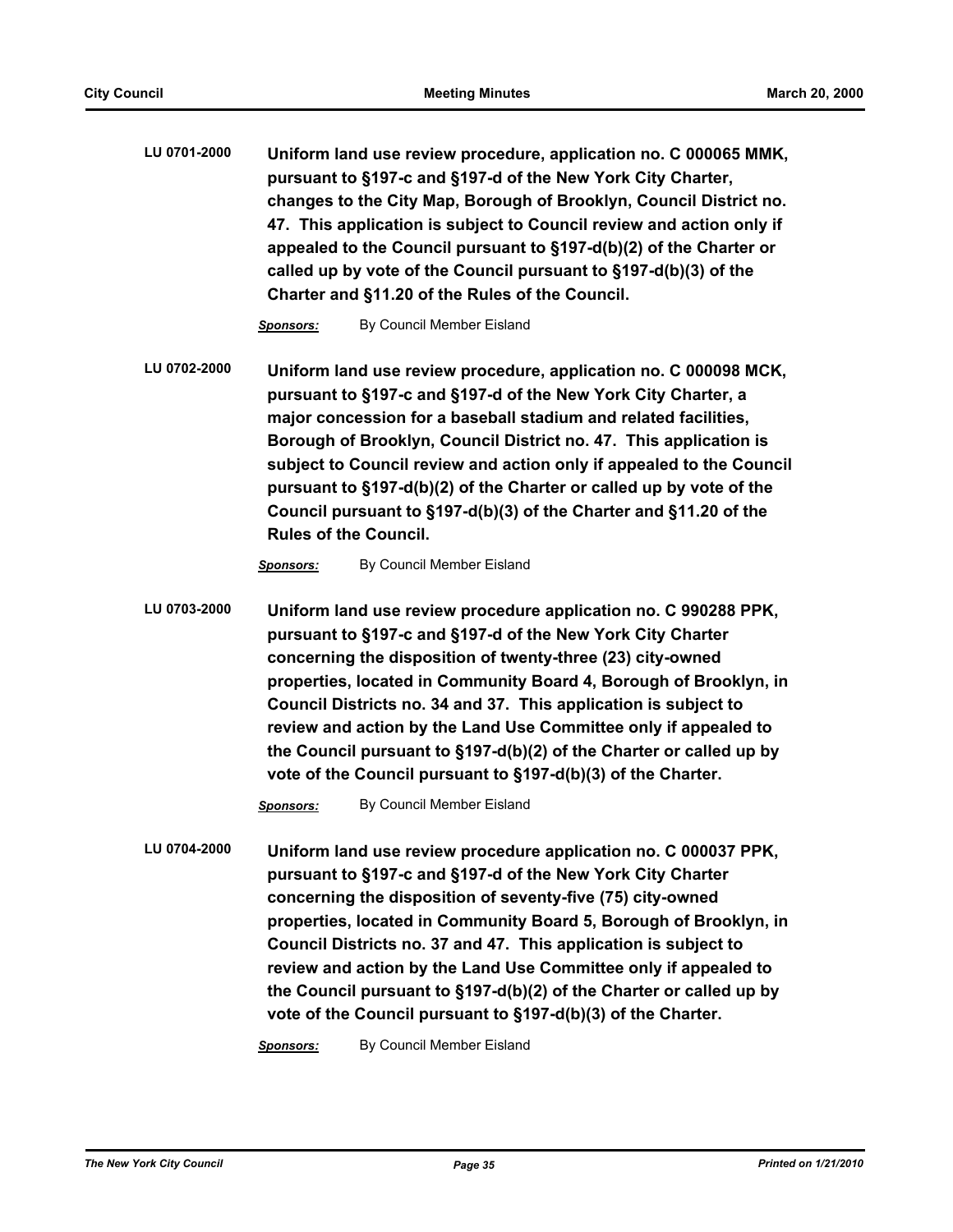**LU 0701-2000** **Uniform land use review procedure, application no. C 000065 MMK, pursuant to §197-c and §197-d of the New York City Charter, changes to the City Map, Borough of Brooklyn, Council District no. 47. This application is subject to Council review and action only if appealed to the Council pursuant to §197-d(b)(2) of the Charter or called up by vote of the Council pursuant to §197-d(b)(3) of the Charter and §11.20 of the Rules of the Council.**

***Sponsors:*** By Council Member Eisland

**LU 0702-2000** **Uniform land use review procedure, application no. C 000098 MCK, pursuant to §197-c and §197-d of the New York City Charter, a major concession for a baseball stadium and related facilities, Borough of Brooklyn, Council District no. 47. This application is subject to Council review and action only if appealed to the Council pursuant to §197-d(b)(2) of the Charter or called up by vote of the Council pursuant to §197-d(b)(3) of the Charter and §11.20 of the Rules of the Council.**

***Sponsors:*** By Council Member Eisland

**LU 0703-2000** **Uniform land use review procedure application no. C 990288 PPK, pursuant to §197-c and §197-d of the New York City Charter concerning the disposition of twenty-three (23) city-owned properties, located in Community Board 4, Borough of Brooklyn, in Council Districts no. 34 and 37. This application is subject to review and action by the Land Use Committee only if appealed to the Council pursuant to §197-d(b)(2) of the Charter or called up by vote of the Council pursuant to §197-d(b)(3) of the Charter.**

***Sponsors:*** By Council Member Eisland

**LU 0704-2000** **Uniform land use review procedure application no. C 000037 PPK, pursuant to §197-c and §197-d of the New York City Charter concerning the disposition of seventy-five (75) city-owned properties, located in Community Board 5, Borough of Brooklyn, in Council Districts no. 37 and 47. This application is subject to review and action by the Land Use Committee only if appealed to the Council pursuant to §197-d(b)(2) of the Charter or called up by vote of the Council pursuant to §197-d(b)(3) of the Charter.**

***Sponsors:*** By Council Member Eisland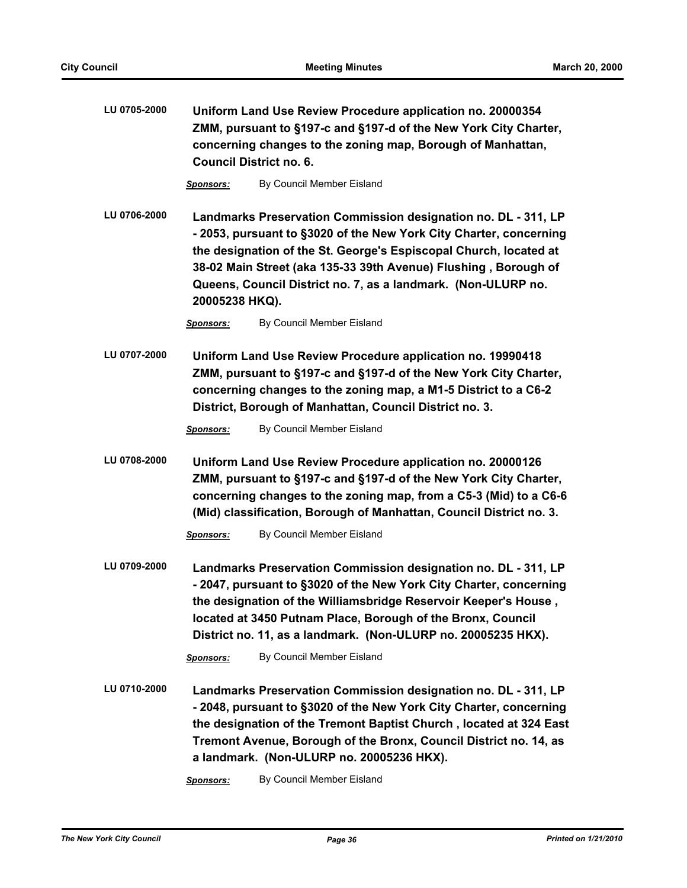**LU 0705-2000** **Uniform Land Use Review Procedure application no. 20000354 ZMM, pursuant to §197-c and §197-d of the New York City Charter, concerning changes to the zoning map, Borough of Manhattan, Council District no. 6.**

*Sponsors:* By Council Member Eisland

**LU 0706-2000** **Landmarks Preservation Commission designation no. DL - 311, LP - 2053, pursuant to §3020 of the New York City Charter, concerning the designation of the St. George's Espiscopal Church, located at 38-02 Main Street (aka 135-33 39th Avenue) Flushing , Borough of Queens, Council District no. 7, as a landmark. (Non-ULURP no. 20005238 HKQ).**

*Sponsors:* By Council Member Eisland

**LU 0707-2000** **Uniform Land Use Review Procedure application no. 19990418 ZMM, pursuant to §197-c and §197-d of the New York City Charter, concerning changes to the zoning map, a M1-5 District to a C6-2 District, Borough of Manhattan, Council District no. 3.**

*Sponsors:* By Council Member Eisland

**LU 0708-2000** **Uniform Land Use Review Procedure application no. 20000126 ZMM, pursuant to §197-c and §197-d of the New York City Charter, concerning changes to the zoning map, from a C5-3 (Mid) to a C6-6 (Mid) classification, Borough of Manhattan, Council District no. 3.**

*Sponsors:* By Council Member Eisland

**LU 0709-2000** **Landmarks Preservation Commission designation no. DL - 311, LP - 2047, pursuant to §3020 of the New York City Charter, concerning the designation of the Williamsbridge Reservoir Keeper's House , located at 3450 Putnam Place, Borough of the Bronx, Council District no. 11, as a landmark. (Non-ULURP no. 20005235 HKX).**

*Sponsors:* By Council Member Eisland

**LU 0710-2000** **Landmarks Preservation Commission designation no. DL - 311, LP - 2048, pursuant to §3020 of the New York City Charter, concerning the designation of the Tremont Baptist Church , located at 324 East Tremont Avenue, Borough of the Bronx, Council District no. 14, as a landmark. (Non-ULURP no. 20005236 HKX).**

*Sponsors:* By Council Member Eisland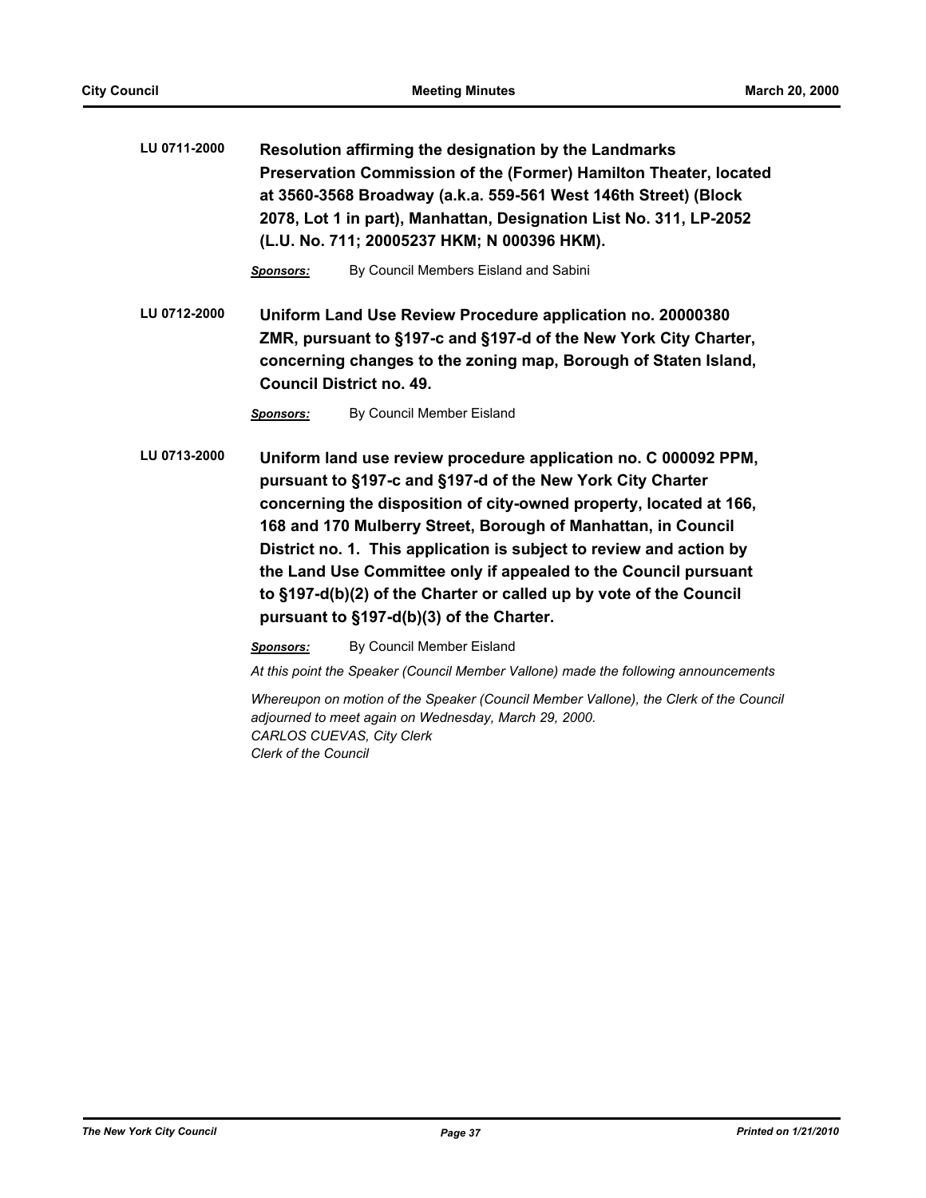**LU 0711-2000** **Resolution affirming the designation by the Landmarks Preservation Commission of the (Former) Hamilton Theater, located at 3560-3568 Broadway (a.k.a. 559-561 West 146th Street) (Block 2078, Lot 1 in part), Manhattan, Designation List No. 311, LP-2052 (L.U. No. 711; 20005237 HKM; N 000396 HKM).**

***Sponsors:*** By Council Members Eisland and Sabini

**LU 0712-2000** **Uniform Land Use Review Procedure application no. 20000380 ZMR, pursuant to §197-c and §197-d of the New York City Charter, concerning changes to the zoning map, Borough of Staten Island, Council District no. 49.**

***Sponsors:*** By Council Member Eisland

**LU 0713-2000** **Uniform land use review procedure application no. C 000092 PPM, pursuant to §197-c and §197-d of the New York City Charter concerning the disposition of city-owned property, located at 166, 168 and 170 Mulberry Street, Borough of Manhattan, in Council District no. 1. This application is subject to review and action by the Land Use Committee only if appealed to the Council pursuant to §197-d(b)(2) of the Charter or called up by vote of the Council pursuant to §197-d(b)(3) of the Charter.**

***Sponsors:*** By Council Member Eisland

*At this point the Speaker (Council Member Vallone) made the following announcements*

*Whereupon on motion of the Speaker (Council Member Vallone), the Clerk of the Council adjourned to meet again on Wednesday, March 29, 2000.*
*CARLOS CUEVAS, City Clerk*
*Clerk of the Council*